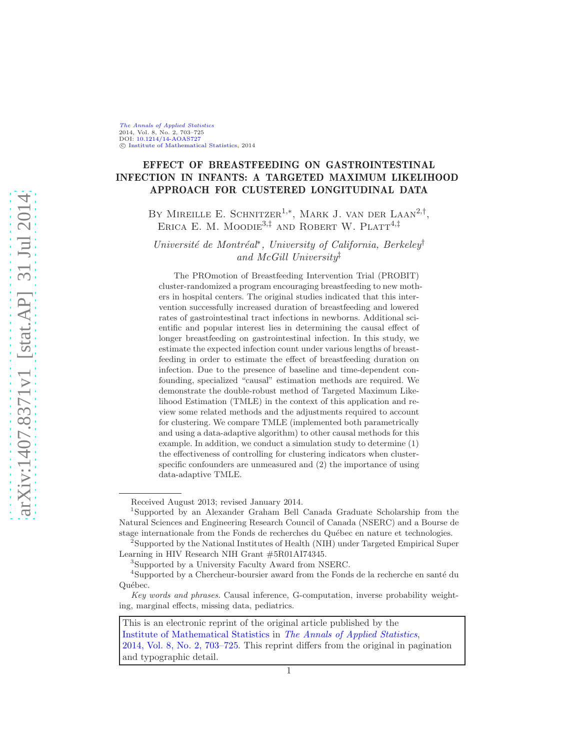*The Annals of Applied Statistics*
2014, Vol. 8, No. 2, 703–725
DOI: 10.1214/14-AOAS727
© Institute of Mathematical Statistics, 2014

# EFFECT OF BREASTFEEDING ON GASTROINTESTINAL INFECTION IN INFANTS: A TARGETED MAXIMUM LIKELIHOOD APPROACH FOR CLUSTERED LONGITUDINAL DATA

By Mireille E. Schnitzer[1,*], Mark J. van der Laan[2,†], Erica E. M. Moodie[3,‡] and Robert W. Platt[4,‡]

*Université de Montréal\*, University of California, Berkeley† and McGill University‡*

The PROmotion of Breastfeeding Intervention Trial (PROBIT) cluster-randomized a program encouraging breastfeeding to new mothers in hospital centers. The original studies indicated that this intervention successfully increased duration of breastfeeding and lowered rates of gastrointestinal tract infections in newborns. Additional scientific and popular interest lies in determining the causal effect of longer breastfeeding on gastrointestinal infection. In this study, we estimate the expected infection count under various lengths of breastfeeding in order to estimate the effect of breastfeeding duration on infection. Due to the presence of baseline and time-dependent confounding, specialized "causal" estimation methods are required. We demonstrate the double-robust method of Targeted Maximum Likelihood Estimation (TMLE) in the context of this application and review some related methods and the adjustments required to account for clustering. We compare TMLE (implemented both parametrically and using a data-adaptive algorithm) to other causal methods for this example. In addition, we conduct a simulation study to determine (1) the effectiveness of controlling for clustering indicators when cluster-specific confounders are unmeasured and (2) the importance of using data-adaptive TMLE.

Received August 2013; revised January 2014.

[1]Supported by an Alexander Graham Bell Canada Graduate Scholarship from the Natural Sciences and Engineering Research Council of Canada (NSERC) and a Bourse de stage internationale from the Fonds de recherches du Québec en nature et technologies.

[2]Supported by the National Institutes of Health (NIH) under Targeted Empirical Super Learning in HIV Research NIH Grant #5R01AI74345.

[3]Supported by a University Faculty Award from NSERC.

[4]Supported by a Chercheur-boursier award from the Fonds de la recherche en santé du Québec.

*Key words and phrases.* Causal inference, G-computation, inverse probability weighting, marginal effects, missing data, pediatrics.

This is an electronic reprint of the original article published by the Institute of Mathematical Statistics in *The Annals of Applied Statistics*, 2014, Vol. 8, No. 2, 703–725. This reprint differs from the original in pagination and typographic detail.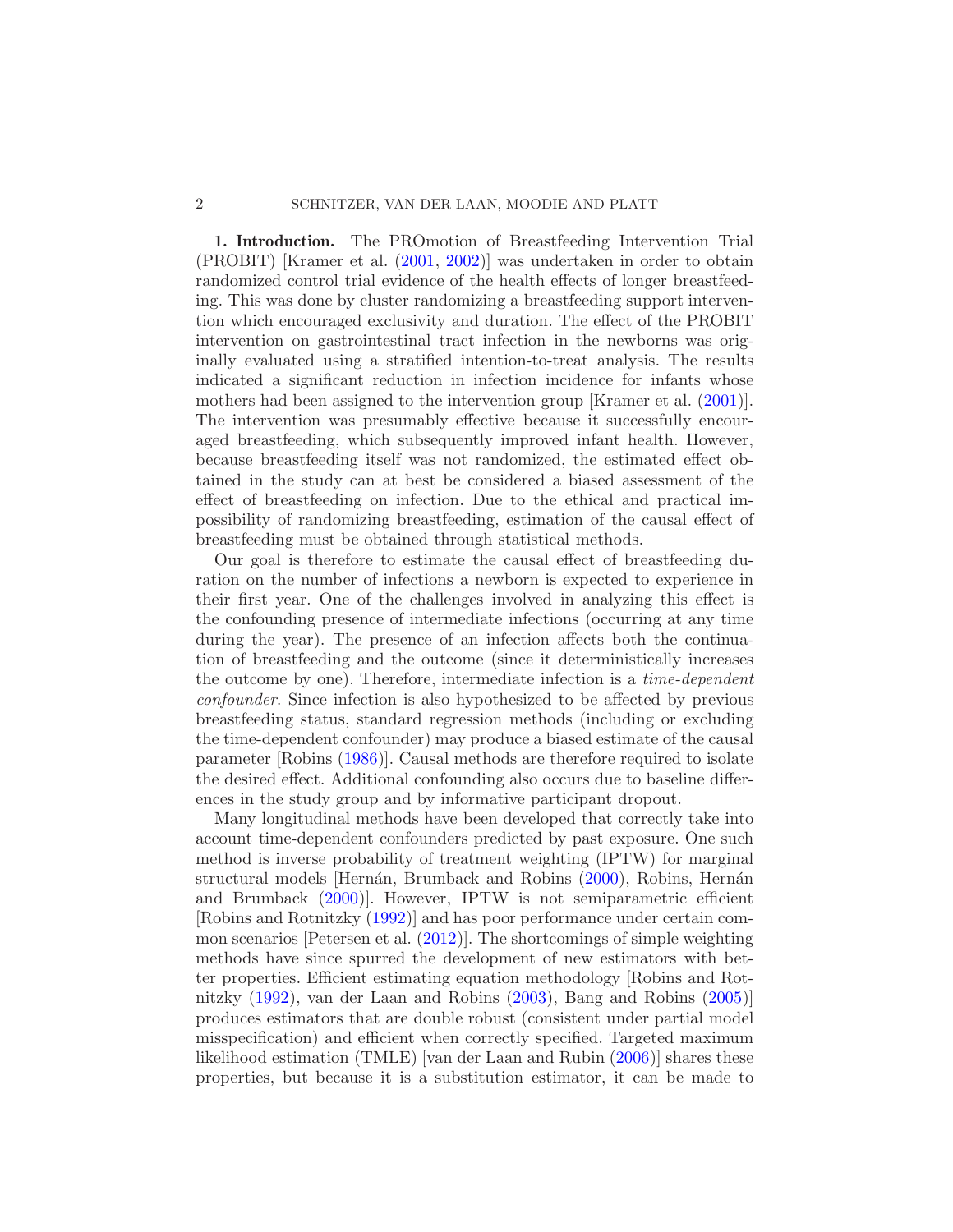**1. Introduction.** The PROmotion of Breastfeeding Intervention Trial (PROBIT) [Kramer et al. (2001, 2002)] was undertaken in order to obtain randomized control trial evidence of the health effects of longer breastfeeding. This was done by cluster randomizing a breastfeeding support intervention which encouraged exclusivity and duration. The effect of the PROBIT intervention on gastrointestinal tract infection in the newborns was originally evaluated using a stratified intention-to-treat analysis. The results indicated a significant reduction in infection incidence for infants whose mothers had been assigned to the intervention group [Kramer et al. (2001)]. The intervention was presumably effective because it successfully encouraged breastfeeding, which subsequently improved infant health. However, because breastfeeding itself was not randomized, the estimated effect obtained in the study can at best be considered a biased assessment of the effect of breastfeeding on infection. Due to the ethical and practical impossibility of randomizing breastfeeding, estimation of the causal effect of breastfeeding must be obtained through statistical methods.

Our goal is therefore to estimate the causal effect of breastfeeding duration on the number of infections a newborn is expected to experience in their first year. One of the challenges involved in analyzing this effect is the confounding presence of intermediate infections (occurring at any time during the year). The presence of an infection affects both the continuation of breastfeeding and the outcome (since it deterministically increases the outcome by one). Therefore, intermediate infection is a *time-dependent confounder*. Since infection is also hypothesized to be affected by previous breastfeeding status, standard regression methods (including or excluding the time-dependent confounder) may produce a biased estimate of the causal parameter [Robins (1986)]. Causal methods are therefore required to isolate the desired effect. Additional confounding also occurs due to baseline differences in the study group and by informative participant dropout.

Many longitudinal methods have been developed that correctly take into account time-dependent confounders predicted by past exposure. One such method is inverse probability of treatment weighting (IPTW) for marginal structural models [Hernán, Brumback and Robins (2000), Robins, Hernán and Brumback (2000)]. However, IPTW is not semiparametric efficient [Robins and Rotnitzky (1992)] and has poor performance under certain common scenarios [Petersen et al. (2012)]. The shortcomings of simple weighting methods have since spurred the development of new estimators with better properties. Efficient estimating equation methodology [Robins and Rotnitzky (1992), van der Laan and Robins (2003), Bang and Robins (2005)] produces estimators that are double robust (consistent under partial model misspecification) and efficient when correctly specified. Targeted maximum likelihood estimation (TMLE) [van der Laan and Rubin (2006)] shares these properties, but because it is a substitution estimator, it can be made to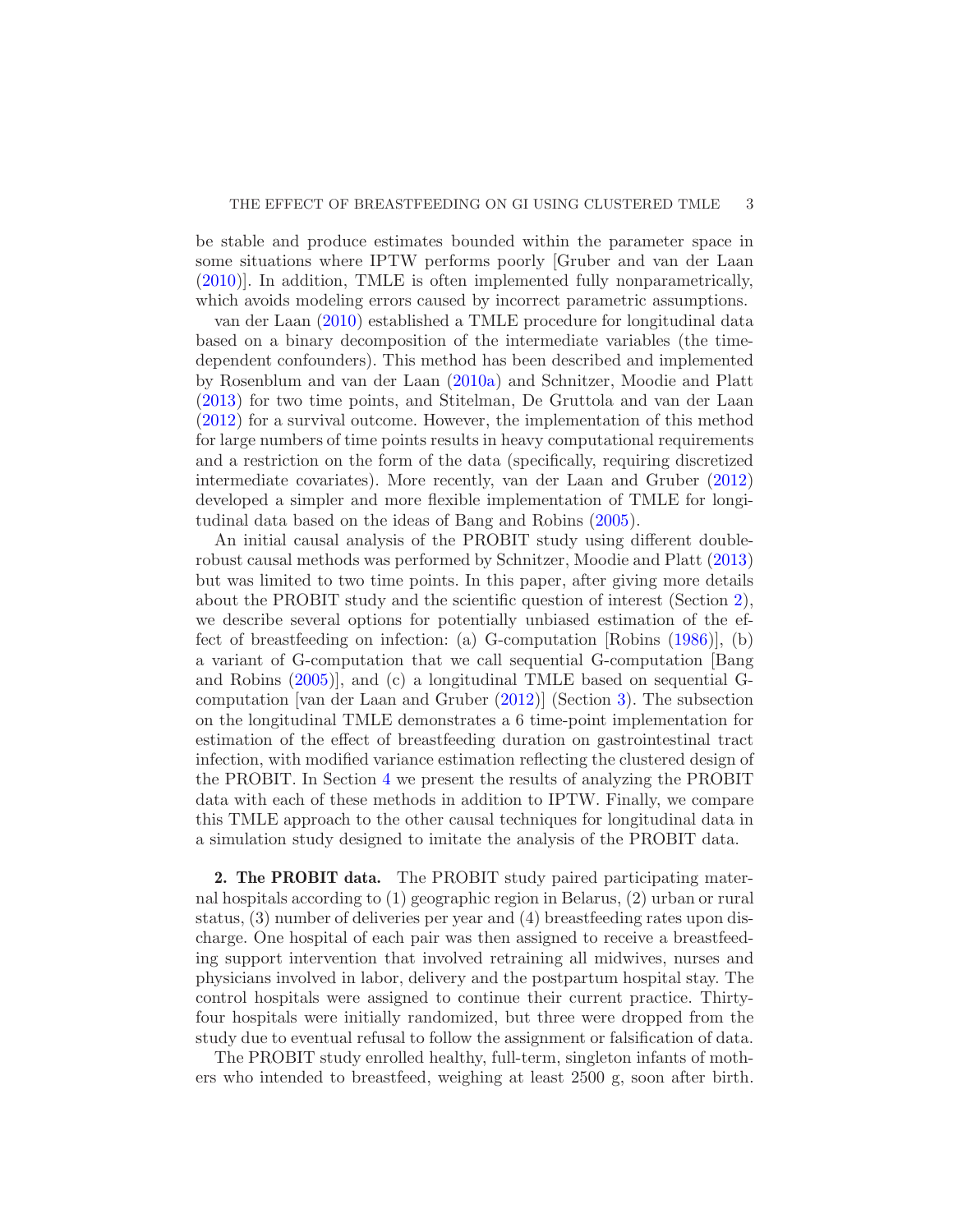be stable and produce estimates bounded within the parameter space in some situations where IPTW performs poorly [Gruber and van der Laan (2010)]. In addition, TMLE is often implemented fully nonparametrically, which avoids modeling errors caused by incorrect parametric assumptions.

van der Laan (2010) established a TMLE procedure for longitudinal data based on a binary decomposition of the intermediate variables (the time-dependent confounders). This method has been described and implemented by Rosenblum and van der Laan (2010a) and Schnitzer, Moodie and Platt (2013) for two time points, and Stitelman, De Gruttola and van der Laan (2012) for a survival outcome. However, the implementation of this method for large numbers of time points results in heavy computational requirements and a restriction on the form of the data (specifically, requiring discretized intermediate covariates). More recently, van der Laan and Gruber (2012) developed a simpler and more flexible implementation of TMLE for longitudinal data based on the ideas of Bang and Robins (2005).

An initial causal analysis of the PROBIT study using different double-robust causal methods was performed by Schnitzer, Moodie and Platt (2013) but was limited to two time points. In this paper, after giving more details about the PROBIT study and the scientific question of interest (Section 2), we describe several options for potentially unbiased estimation of the effect of breastfeeding on infection: (a) G-computation [Robins (1986)], (b) a variant of G-computation that we call sequential G-computation [Bang and Robins (2005)], and (c) a longitudinal TMLE based on sequential G-computation [van der Laan and Gruber (2012)] (Section 3). The subsection on the longitudinal TMLE demonstrates a 6 time-point implementation for estimation of the effect of breastfeeding duration on gastrointestinal tract infection, with modified variance estimation reflecting the clustered design of the PROBIT. In Section 4 we present the results of analyzing the PROBIT data with each of these methods in addition to IPTW. Finally, we compare this TMLE approach to the other causal techniques for longitudinal data in a simulation study designed to imitate the analysis of the PROBIT data.

## 2. The PROBIT data.

The PROBIT study paired participating maternal hospitals according to (1) geographic region in Belarus, (2) urban or rural status, (3) number of deliveries per year and (4) breastfeeding rates upon discharge. One hospital of each pair was then assigned to receive a breastfeeding support intervention that involved retraining all midwives, nurses and physicians involved in labor, delivery and the postpartum hospital stay. The control hospitals were assigned to continue their current practice. Thirty-four hospitals were initially randomized, but three were dropped from the study due to eventual refusal to follow the assignment or falsification of data.

The PROBIT study enrolled healthy, full-term, singleton infants of mothers who intended to breastfeed, weighing at least 2500 g, soon after birth.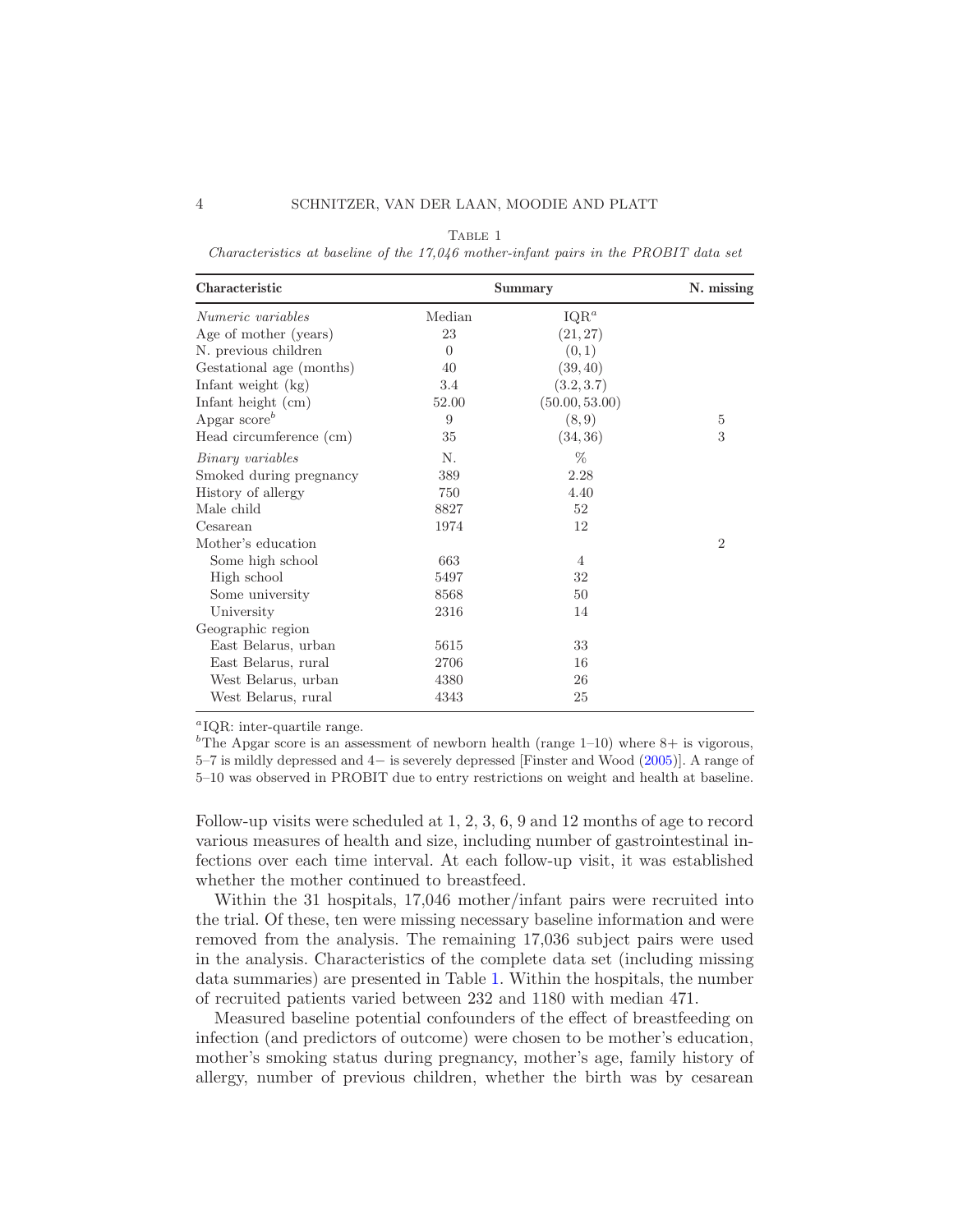Table 1

*Characteristics at baseline of the 17,046 mother-infant pairs in the PROBIT data set*

| **Characteristic** | **Summary** | | **N. missing** |
|---|---|---|---|
| *Numeric variables* | Median | IQR[a] | |
| Age of mother (years) | 23 | (21, 27) | |
| N. previous children | 0 | (0, 1) | |
| Gestational age (months) | 40 | (39, 40) | |
| Infant weight (kg) | 3.4 | (3.2, 3.7) | |
| Infant height (cm) | 52.00 | (50.00, 53.00) | |
| Apgar score[b] | 9 | (8, 9) | 5 |
| Head circumference (cm) | 35 | (34, 36) | 3 |
| *Binary variables* | N. | % | |
| Smoked during pregnancy | 389 | 2.28 | |
| History of allergy | 750 | 4.40 | |
| Male child | 8827 | 52 | |
| Cesarean | 1974 | 12 | |
| Mother's education | | | 2 |
| Some high school | 663 | 4 | |
| High school | 5497 | 32 | |
| Some university | 8568 | 50 | |
| University | 2316 | 14 | |
| Geographic region | | | |
| East Belarus, urban | 5615 | 33 | |
| East Belarus, rural | 2706 | 16 | |
| West Belarus, urban | 4380 | 26 | |
| West Belarus, rural | 4343 | 25 | |

[a]IQR: inter-quartile range.

[b]The Apgar score is an assessment of newborn health (range 1–10) where 8+ is vigorous, 5–7 is mildly depressed and 4− is severely depressed [Finster and Wood (2005)]. A range of 5–10 was observed in PROBIT due to entry restrictions on weight and health at baseline.

Follow-up visits were scheduled at 1, 2, 3, 6, 9 and 12 months of age to record various measures of health and size, including number of gastrointestinal infections over each time interval. At each follow-up visit, it was established whether the mother continued to breastfeed.

Within the 31 hospitals, 17,046 mother/infant pairs were recruited into the trial. Of these, ten were missing necessary baseline information and were removed from the analysis. The remaining 17,036 subject pairs were used in the analysis. Characteristics of the complete data set (including missing data summaries) are presented in Table 1. Within the hospitals, the number of recruited patients varied between 232 and 1180 with median 471.

Measured baseline potential confounders of the effect of breastfeeding on infection (and predictors of outcome) were chosen to be mother's education, mother's smoking status during pregnancy, mother's age, family history of allergy, number of previous children, whether the birth was by cesarean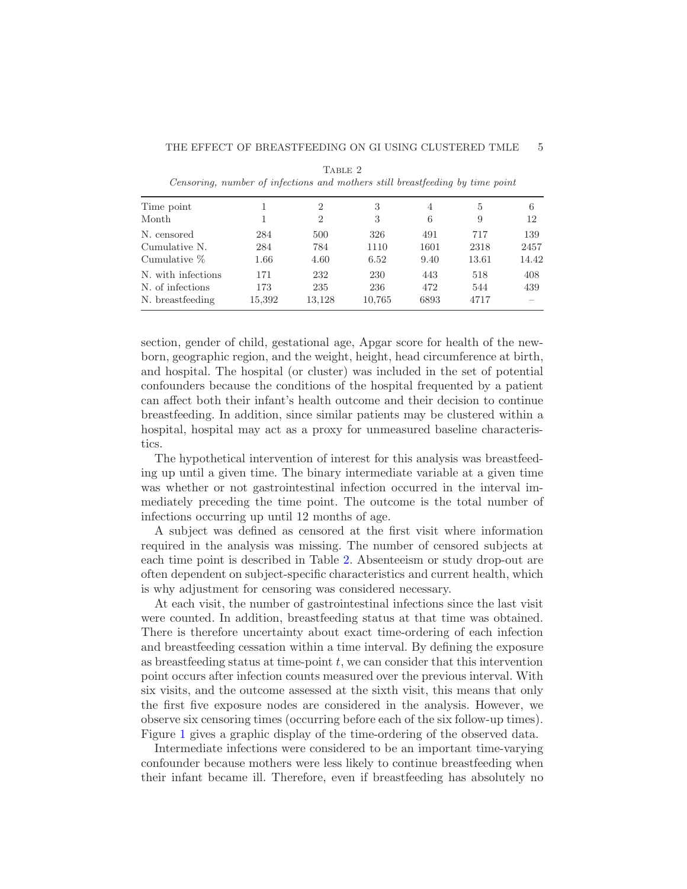Table 2

*Censoring, number of infections and mothers still breastfeeding by time point*

| Time point | 1 | 2 | 3 | 4 | 5 | 6 |
|---|---|---|---|---|---|---|
| Month | 1 | 2 | 3 | 6 | 9 | 12 |
| N. censored | 284 | 500 | 326 | 491 | 717 | 139 |
| Cumulative N. | 284 | 784 | 1110 | 1601 | 2318 | 2457 |
| Cumulative % | 1.66 | 4.60 | 6.52 | 9.40 | 13.61 | 14.42 |
| N. with infections | 171 | 232 | 230 | 443 | 518 | 408 |
| N. of infections | 173 | 235 | 236 | 472 | 544 | 439 |
| N. breastfeeding | 15,392 | 13,128 | 10,765 | 6893 | 4717 | – |

section, gender of child, gestational age, Apgar score for health of the newborn, geographic region, and the weight, height, head circumference at birth, and hospital. The hospital (or cluster) was included in the set of potential confounders because the conditions of the hospital frequented by a patient can affect both their infant's health outcome and their decision to continue breastfeeding. In addition, since similar patients may be clustered within a hospital, hospital may act as a proxy for unmeasured baseline characteristics.

The hypothetical intervention of interest for this analysis was breastfeeding up until a given time. The binary intermediate variable at a given time was whether or not gastrointestinal infection occurred in the interval immediately preceding the time point. The outcome is the total number of infections occurring up until 12 months of age.

A subject was defined as censored at the first visit where information required in the analysis was missing. The number of censored subjects at each time point is described in Table 2. Absenteeism or study drop-out are often dependent on subject-specific characteristics and current health, which is why adjustment for censoring was considered necessary.

At each visit, the number of gastrointestinal infections since the last visit were counted. In addition, breastfeeding status at that time was obtained. There is therefore uncertainty about exact time-ordering of each infection and breastfeeding cessation within a time interval. By defining the exposure as breastfeeding status at time-point $t$, we can consider that this intervention point occurs after infection counts measured over the previous interval. With six visits, and the outcome assessed at the sixth visit, this means that only the first five exposure nodes are considered in the analysis. However, we observe six censoring times (occurring before each of the six follow-up times). Figure 1 gives a graphic display of the time-ordering of the observed data.

Intermediate infections were considered to be an important time-varying confounder because mothers were less likely to continue breastfeeding when their infant became ill. Therefore, even if breastfeeding has absolutely no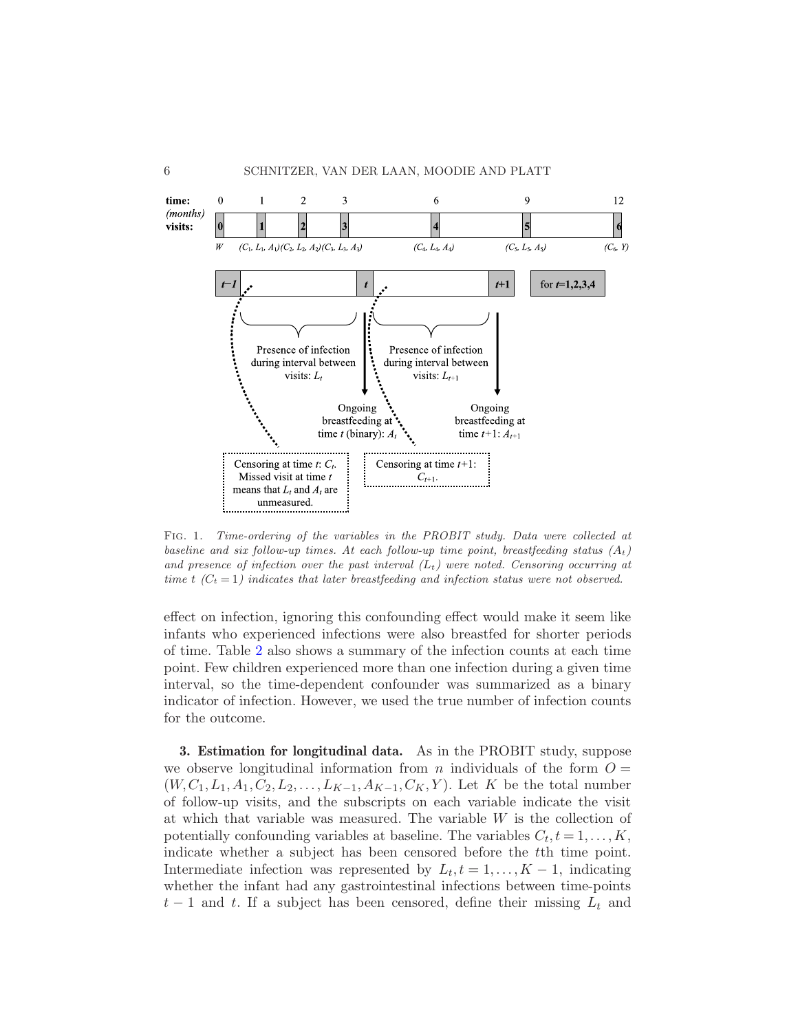Fig. 1. *Time-ordering of the variables in the PROBIT study. Data were collected at baseline and six follow-up times. At each follow-up time point, breastfeeding status ($A_t$) and presence of infection over the past interval ($L_t$) were noted. Censoring occurring at time $t$ ($C_t = 1$) indicates that later breastfeeding and infection status were not observed.*

effect on infection, ignoring this confounding effect would make it seem like infants who experienced infections were also breastfed for shorter periods of time. Table 2 also shows a summary of the infection counts at each time point. Few children experienced more than one infection during a given time interval, so the time-dependent confounder was summarized as a binary indicator of infection. However, we used the true number of infection counts for the outcome.

## 3. Estimation for longitudinal data.

As in the PROBIT study, suppose we observe longitudinal information from $n$ individuals of the form $O = (W, C_1, L_1, A_1, C_2, L_2, \ldots, L_{K-1}, A_{K-1}, C_K, Y)$. Let $K$ be the total number of follow-up visits, and the subscripts on each variable indicate the visit at which that variable was measured. The variable $W$ is the collection of potentially confounding variables at baseline. The variables $C_t, t = 1, \ldots, K$, indicate whether a subject has been censored before the $t$th time point. Intermediate infection was represented by $L_t, t = 1, \ldots, K-1$, indicating whether the infant had any gastrointestinal infections between time-points $t-1$ and $t$. If a subject has been censored, define their missing $L_t$ and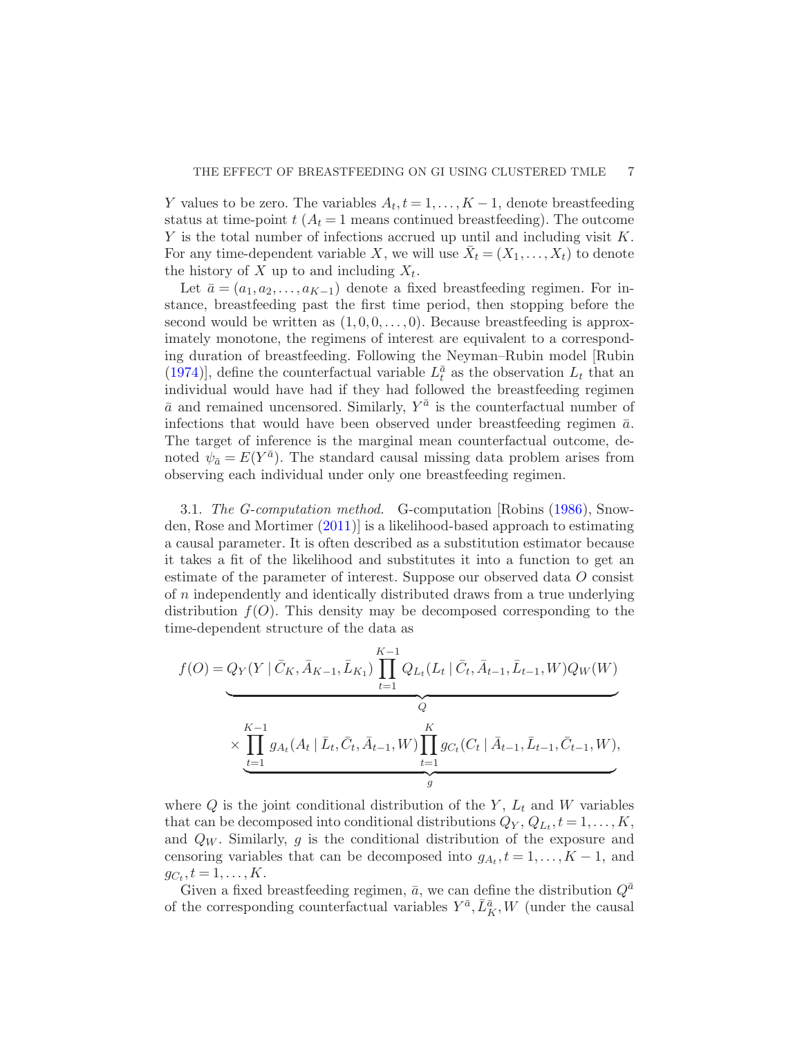$Y$ values to be zero. The variables $A_t, t = 1, \ldots, K-1$, denote breastfeeding status at time-point $t$ ($A_t = 1$ means continued breastfeeding). The outcome $Y$ is the total number of infections accrued up until and including visit $K$. For any time-dependent variable $X$, we will use $\bar{X}_t = (X_1, \ldots, X_t)$ to denote the history of $X$ up to and including $X_t$.

Let $\bar{a} = (a_1, a_2, \ldots, a_{K-1})$ denote a fixed breastfeeding regimen. For instance, breastfeeding past the first time period, then stopping before the second would be written as $(1, 0, 0, \ldots, 0)$. Because breastfeeding is approximately monotone, the regimens of interest are equivalent to a corresponding duration of breastfeeding. Following the Neyman–Rubin model [Rubin (1974)], define the counterfactual variable $L_t^{\bar{a}}$ as the observation $L_t$ that an individual would have had if they had followed the breastfeeding regimen $\bar{a}$ and remained uncensored. Similarly, $Y^{\bar{a}}$ is the counterfactual number of infections that would have been observed under breastfeeding regimen $\bar{a}$. The target of inference is the marginal mean counterfactual outcome, denoted $\psi_{\bar{a}} = E(Y^{\bar{a}})$. The standard causal missing data problem arises from observing each individual under only one breastfeeding regimen.

3.1. *The G-computation method.* G-computation [Robins (1986), Snowden, Rose and Mortimer (2011)] is a likelihood-based approach to estimating a causal parameter. It is often described as a substitution estimator because it takes a fit of the likelihood and substitutes it into a function to get an estimate of the parameter of interest. Suppose our observed data $O$ consist of $n$ independently and identically distributed draws from a true underlying distribution $f(O)$. This density may be decomposed corresponding to the time-dependent structure of the data as

$$
\begin{aligned}
f(O) = & \underbrace{Q_Y(Y \mid \bar{C}_K, \bar{A}_{K-1}, \bar{L}_{K_1}) \prod_{t=1}^{K-1} Q_{L_t}(L_t \mid \bar{C}_t, \bar{A}_{t-1}, \bar{L}_{t-1}, W) Q_W(W)}_{Q} \\
& \times \underbrace{\prod_{t=1}^{K-1} g_{A_t}(A_t \mid \bar{L}_t, \bar{C}_t, \bar{A}_{t-1}, W) \prod_{t=1}^{K} g_{C_t}(C_t \mid \bar{A}_{t-1}, \bar{L}_{t-1}, \bar{C}_{t-1}, W)}_{g},
\end{aligned}
$$

where $Q$ is the joint conditional distribution of the $Y$, $L_t$ and $W$ variables that can be decomposed into conditional distributions $Q_Y, Q_{L_t}, t = 1, \ldots, K$, and $Q_W$. Similarly, $g$ is the conditional distribution of the exposure and censoring variables that can be decomposed into $g_{A_t}, t = 1, \ldots, K-1$, and $g_{C_t}, t = 1, \ldots, K$.

Given a fixed breastfeeding regimen, $\bar{a}$, we can define the distribution $Q^{\bar{a}}$ of the corresponding counterfactual variables $Y^{\bar{a}}, \bar{L}_K^{\bar{a}}, W$ (under the causal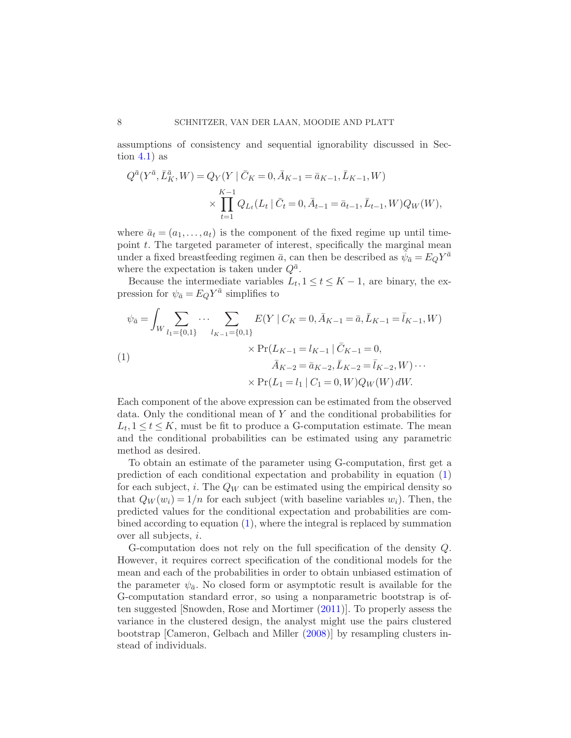assumptions of consistency and sequential ignorability discussed in Section 4.1) as

$$
\begin{aligned}
Q^{\bar{a}}(Y^{\bar{a}}, \bar{L}_K^{\bar{a}}, W) = {} & Q_Y(Y \mid \bar{C}_K = 0, \bar{A}_{K-1} = \bar{a}_{K-1}, \bar{L}_{K-1}, W) \\
& \times \prod_{t=1}^{K-1} Q_{L_t}(L_t \mid \bar{C}_t = 0, \bar{A}_{t-1} = \bar{a}_{t-1}, \bar{L}_{t-1}, W) Q_W(W),
\end{aligned}
$$

where $\bar{a}_t = (a_1, \ldots, a_t)$ is the component of the fixed regime up until timepoint $t$. The targeted parameter of interest, specifically the marginal mean under a fixed breastfeeding regimen $\bar{a}$, can then be described as $\psi_{\bar{a}} = E_Q Y^{\bar{a}}$ where the expectation is taken under $Q^{\bar{a}}$.

Because the intermediate variables $L_t, 1 \le t \le K-1$, are binary, the expression for $\psi_{\bar{a}} = E_Q Y^{\bar{a}}$ simplifies to

$$
\begin{aligned}
\psi_{\bar{a}} = \int_W \sum_{l_1 = \{0,1\}} \cdots \sum_{l_{K-1} = \{0,1\}} & E(Y \mid C_K = 0, \bar{A}_{K-1} = \bar{a}, \bar{L}_{K-1} = \bar{l}_{K-1}, W) \\
& \times \Pr(L_{K-1} = l_{K-1} \mid \bar{C}_{K-1} = 0, \\
& \qquad \bar{A}_{K-2} = \bar{a}_{K-2}, \bar{L}_{K-2} = \bar{l}_{K-2}, W) \cdots \\
& \times \Pr(L_1 = l_1 \mid C_1 = 0, W) Q_W(W)\, dW.
\end{aligned} \tag{1}
$$

Each component of the above expression can be estimated from the observed data. Only the conditional mean of $Y$ and the conditional probabilities for $L_t, 1 \le t \le K$, must be fit to produce a G-computation estimate. The mean and the conditional probabilities can be estimated using any parametric method as desired.

To obtain an estimate of the parameter using G-computation, first get a prediction of each conditional expectation and probability in equation (1) for each subject, $i$. The $Q_W$ can be estimated using the empirical density so that $Q_W(w_i) = 1/n$ for each subject (with baseline variables $w_i$). Then, the predicted values for the conditional expectation and probabilities are combined according to equation (1), where the integral is replaced by summation over all subjects, $i$.

G-computation does not rely on the full specification of the density $Q$. However, it requires correct specification of the conditional models for the mean and each of the probabilities in order to obtain unbiased estimation of the parameter $\psi_{\bar{a}}$. No closed form or asymptotic result is available for the G-computation standard error, so using a nonparametric bootstrap is often suggested [Snowden, Rose and Mortimer (2011)]. To properly assess the variance in the clustered design, the analyst might use the pairs clustered bootstrap [Cameron, Gelbach and Miller (2008)] by resampling clusters instead of individuals.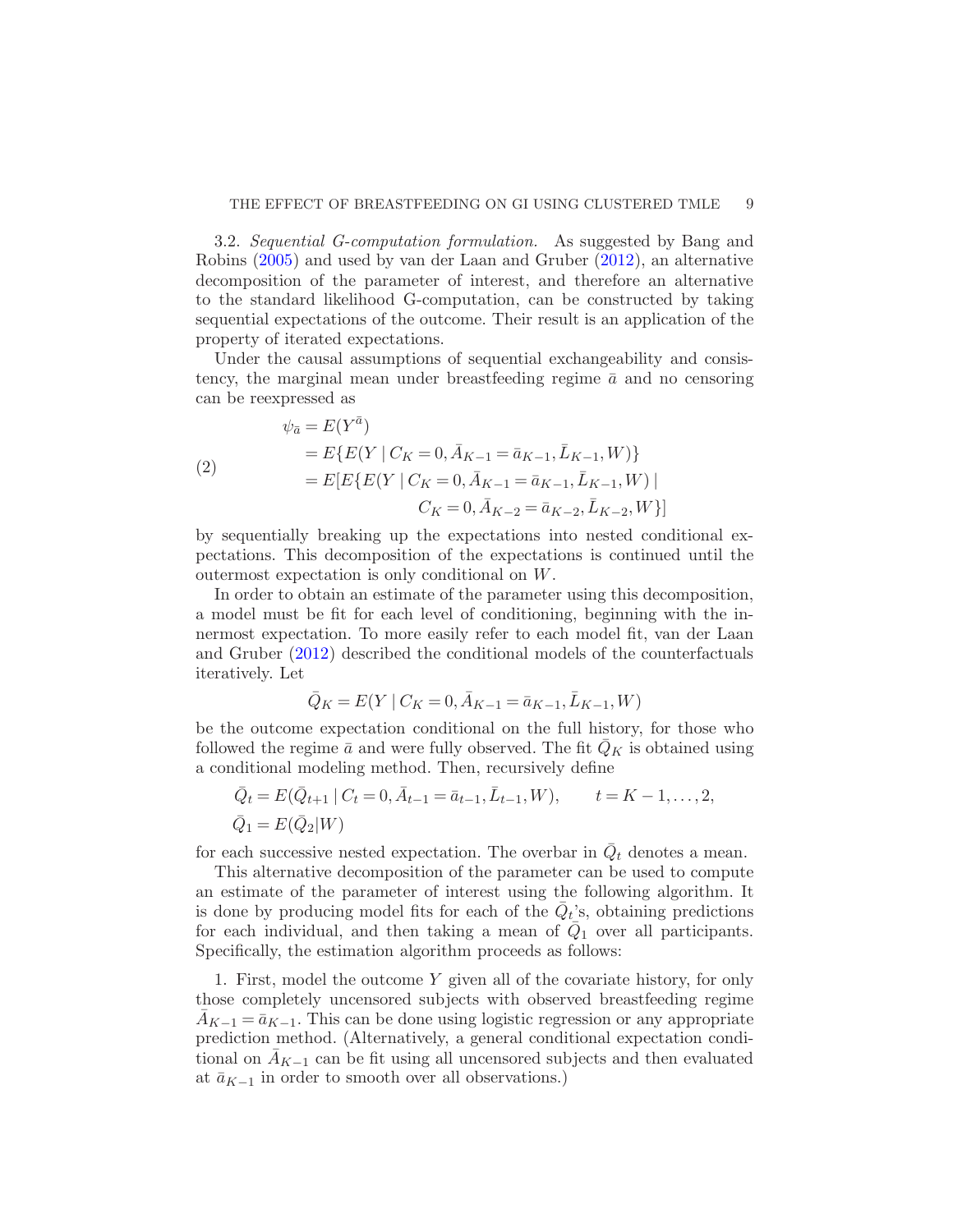3.2. *Sequential G-computation formulation.* As suggested by Bang and Robins (2005) and used by van der Laan and Gruber (2012), an alternative decomposition of the parameter of interest, and therefore an alternative to the standard likelihood G-computation, can be constructed by taking sequential expectations of the outcome. Their result is an application of the property of iterated expectations.

Under the causal assumptions of sequential exchangeability and consistency, the marginal mean under breastfeeding regime $\bar{a}$ and no censoring can be reexpressed as

$$
\begin{aligned}
\psi_{\bar{a}} &= E(Y^{\bar{a}}) \\
&= E\{E(Y \mid C_K = 0, \bar{A}_{K-1} = \bar{a}_{K-1}, \bar{L}_{K-1}, W)\} \\
&= E[E\{E(Y \mid C_K = 0, \bar{A}_{K-1} = \bar{a}_{K-1}, \bar{L}_{K-1}, W) \mid \\
&\qquad\qquad C_K = 0, \bar{A}_{K-2} = \bar{a}_{K-2}, \bar{L}_{K-2}, W\}]
\end{aligned} \tag{2}
$$

by sequentially breaking up the expectations into nested conditional expectations. This decomposition of the expectations is continued until the outermost expectation is only conditional on $W$.

In order to obtain an estimate of the parameter using this decomposition, a model must be fit for each level of conditioning, beginning with the innermost expectation. To more easily refer to each model fit, van der Laan and Gruber (2012) described the conditional models of the counterfactuals iteratively. Let

$$
\bar{Q}_K = E(Y \mid C_K = 0, \bar{A}_{K-1} = \bar{a}_{K-1}, \bar{L}_{K-1}, W)
$$

be the outcome expectation conditional on the full history, for those who followed the regime $\bar{a}$ and were fully observed. The fit $\bar{Q}_K$ is obtained using a conditional modeling method. Then, recursively define

$$
\begin{aligned}
&\bar{Q}_t = E(\bar{Q}_{t+1} \mid C_t = 0, \bar{A}_{t-1} = \bar{a}_{t-1}, \bar{L}_{t-1}, W), \qquad t = K-1, \dots, 2, \\
&\bar{Q}_1 = E(\bar{Q}_2 \mid W)
\end{aligned}
$$

for each successive nested expectation. The overbar in $\bar{Q}_t$ denotes a mean.

This alternative decomposition of the parameter can be used to compute an estimate of the parameter of interest using the following algorithm. It is done by producing model fits for each of the $\bar{Q}_t$'s, obtaining predictions for each individual, and then taking a mean of $\bar{Q}_1$ over all participants. Specifically, the estimation algorithm proceeds as follows:

1. First, model the outcome $Y$ given all of the covariate history, for only those completely uncensored subjects with observed breastfeeding regime $\bar{A}_{K-1} = \bar{a}_{K-1}$. This can be done using logistic regression or any appropriate prediction method. (Alternatively, a general conditional expectation conditional on $\bar{A}_{K-1}$ can be fit using all uncensored subjects and then evaluated at $\bar{a}_{K-1}$ in order to smooth over all observations.)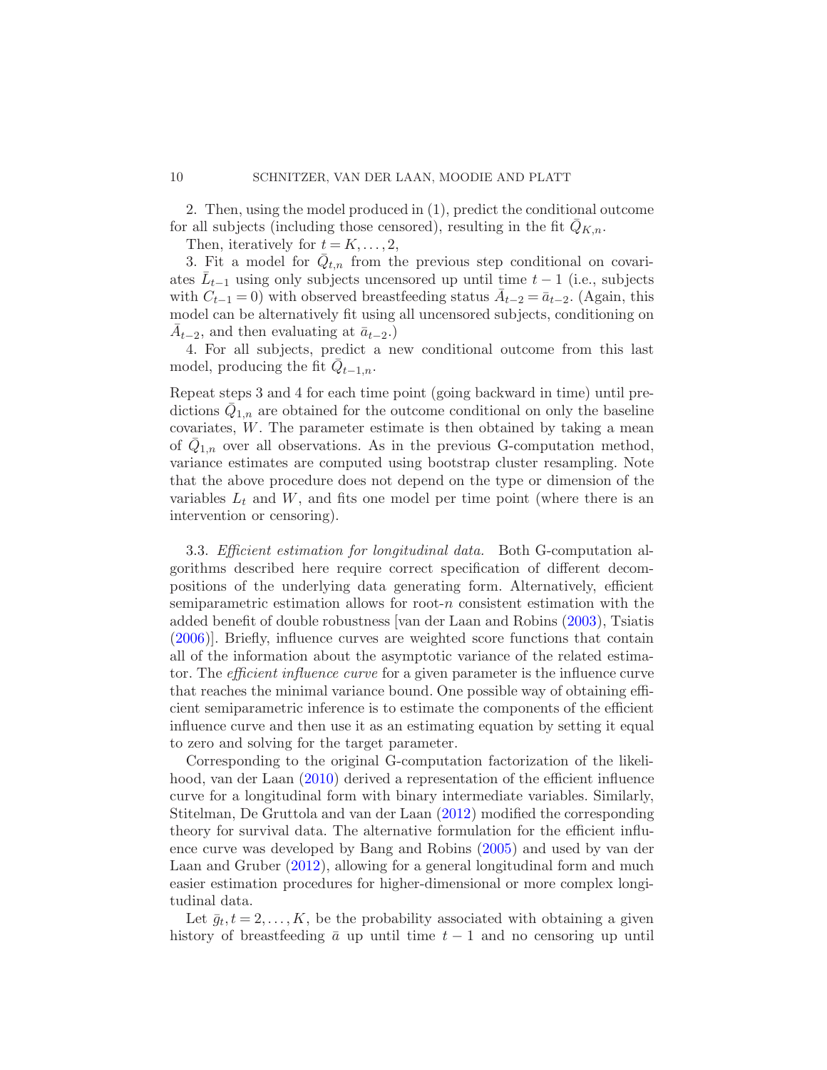2. Then, using the model produced in (1), predict the conditional outcome for all subjects (including those censored), resulting in the fit $\bar{Q}_{K,n}$.

Then, iteratively for $t = K, \dots, 2$,

3. Fit a model for $\bar{Q}_{t,n}$ from the previous step conditional on covariates $\bar{L}_{t-1}$ using only subjects uncensored up until time $t-1$ (i.e., subjects with $C_{t-1} = 0$) with observed breastfeeding status $\bar{A}_{t-2} = \bar{a}_{t-2}$. (Again, this model can be alternatively fit using all uncensored subjects, conditioning on $\bar{A}_{t-2}$, and then evaluating at $\bar{a}_{t-2}$.)

4. For all subjects, predict a new conditional outcome from this last model, producing the fit $\bar{Q}_{t-1,n}$.

Repeat steps 3 and 4 for each time point (going backward in time) until predictions $\bar{Q}_{1,n}$ are obtained for the outcome conditional on only the baseline covariates, $W$. The parameter estimate is then obtained by taking a mean of $\bar{Q}_{1,n}$ over all observations. As in the previous G-computation method, variance estimates are computed using bootstrap cluster resampling. Note that the above procedure does not depend on the type or dimension of the variables $L_t$ and $W$, and fits one model per time point (where there is an intervention or censoring).

3.3. *Efficient estimation for longitudinal data.* Both G-computation algorithms described here require correct specification of different decompositions of the underlying data generating form. Alternatively, efficient semiparametric estimation allows for root-$n$ consistent estimation with the added benefit of double robustness [van der Laan and Robins (2003), Tsiatis (2006)]. Briefly, influence curves are weighted score functions that contain all of the information about the asymptotic variance of the related estimator. The *efficient influence curve* for a given parameter is the influence curve that reaches the minimal variance bound. One possible way of obtaining efficient semiparametric inference is to estimate the components of the efficient influence curve and then use it as an estimating equation by setting it equal to zero and solving for the target parameter.

Corresponding to the original G-computation factorization of the likelihood, van der Laan (2010) derived a representation of the efficient influence curve for a longitudinal form with binary intermediate variables. Similarly, Stitelman, De Gruttola and van der Laan (2012) modified the corresponding theory for survival data. The alternative formulation for the efficient influence curve was developed by Bang and Robins (2005) and used by van der Laan and Gruber (2012), allowing for a general longitudinal form and much easier estimation procedures for higher-dimensional or more complex longitudinal data.

Let $\bar{g}_t, t = 2, \dots, K$, be the probability associated with obtaining a given history of breastfeeding $\bar{a}$ up until time $t-1$ and no censoring up until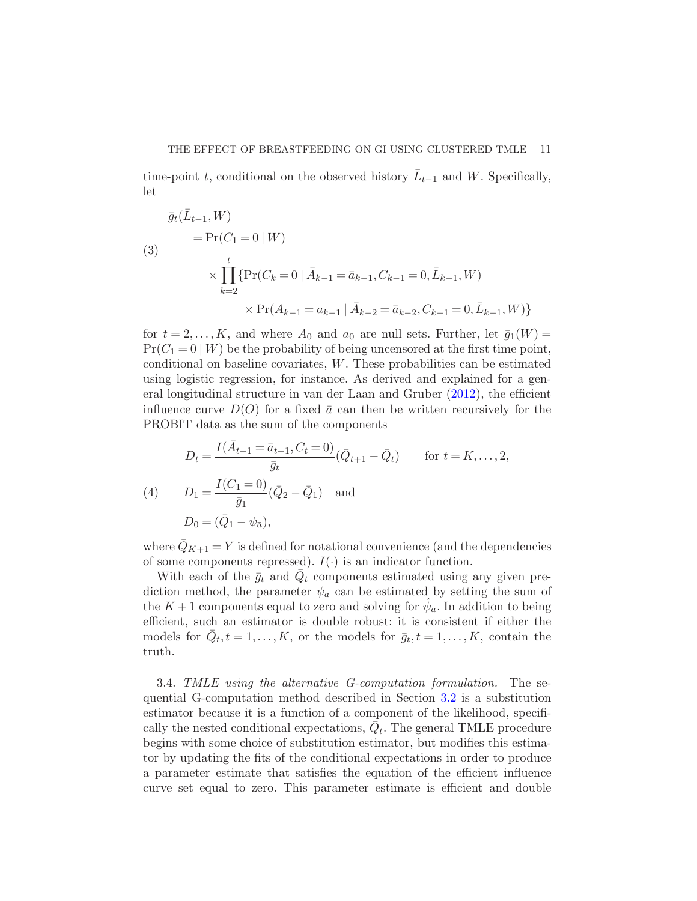time-point $t$, conditional on the observed history $\bar{L}_{t-1}$ and $W$. Specifically, let

$$
\begin{aligned}
&\bar{g}_t(\bar{L}_{t-1}, W) \\
&\quad = \Pr(C_1 = 0 \mid W) \\
&\qquad \times \prod_{k=2}^{t} \{\Pr(C_k = 0 \mid \bar{A}_{k-1} = \bar{a}_{k-1}, C_{k-1} = 0, \bar{L}_{k-1}, W) \\
&\qquad\qquad \times \Pr(A_{k-1} = a_{k-1} \mid \bar{A}_{k-2} = \bar{a}_{k-2}, C_{k-1} = 0, \bar{L}_{k-1}, W)\}
\end{aligned} \tag{3}
$$

for $t = 2, \ldots, K$, and where $A_0$ and $a_0$ are null sets. Further, let $\bar{g}_1(W) = \Pr(C_1 = 0 \mid W)$ be the probability of being uncensored at the first time point, conditional on baseline covariates, $W$. These probabilities can be estimated using logistic regression, for instance. As derived and explained for a general longitudinal structure in van der Laan and Gruber (2012), the efficient influence curve $D(O)$ for a fixed $\bar{a}$ can then be written recursively for the PROBIT data as the sum of the components

$$
\begin{aligned}
&D_t = \frac{I(\bar{A}_{t-1} = \bar{a}_{t-1}, C_t = 0)}{\bar{g}_t}(\bar{Q}_{t+1} - \bar{Q}_t) \qquad \text{for } t = K, \ldots, 2, \\
&D_1 = \frac{I(C_1 = 0)}{\bar{g}_1}(\bar{Q}_2 - \bar{Q}_1) \quad \text{and} \\
&D_0 = (\bar{Q}_1 - \psi_{\bar{a}}),
\end{aligned} \tag{4}
$$

where $\bar{Q}_{K+1} = Y$ is defined for notational convenience (and the dependencies of some components repressed). $I(\cdot)$ is an indicator function.

With each of the $\bar{g}_t$ and $\bar{Q}_t$ components estimated using any given prediction method, the parameter $\psi_{\bar{a}}$ can be estimated by setting the sum of the $K+1$ components equal to zero and solving for $\hat{\psi}_{\bar{a}}$. In addition to being efficient, such an estimator is double robust: it is consistent if either the models for $\bar{Q}_t, t = 1, \ldots, K$, or the models for $\bar{g}_t, t = 1, \ldots, K$, contain the truth.

3.4. *TMLE using the alternative G-computation formulation.* The sequential G-computation method described in Section 3.2 is a substitution estimator because it is a function of a component of the likelihood, specifically the nested conditional expectations, $\bar{Q}_t$. The general TMLE procedure begins with some choice of substitution estimator, but modifies this estimator by updating the fits of the conditional expectations in order to produce a parameter estimate that satisfies the equation of the efficient influence curve set equal to zero. This parameter estimate is efficient and double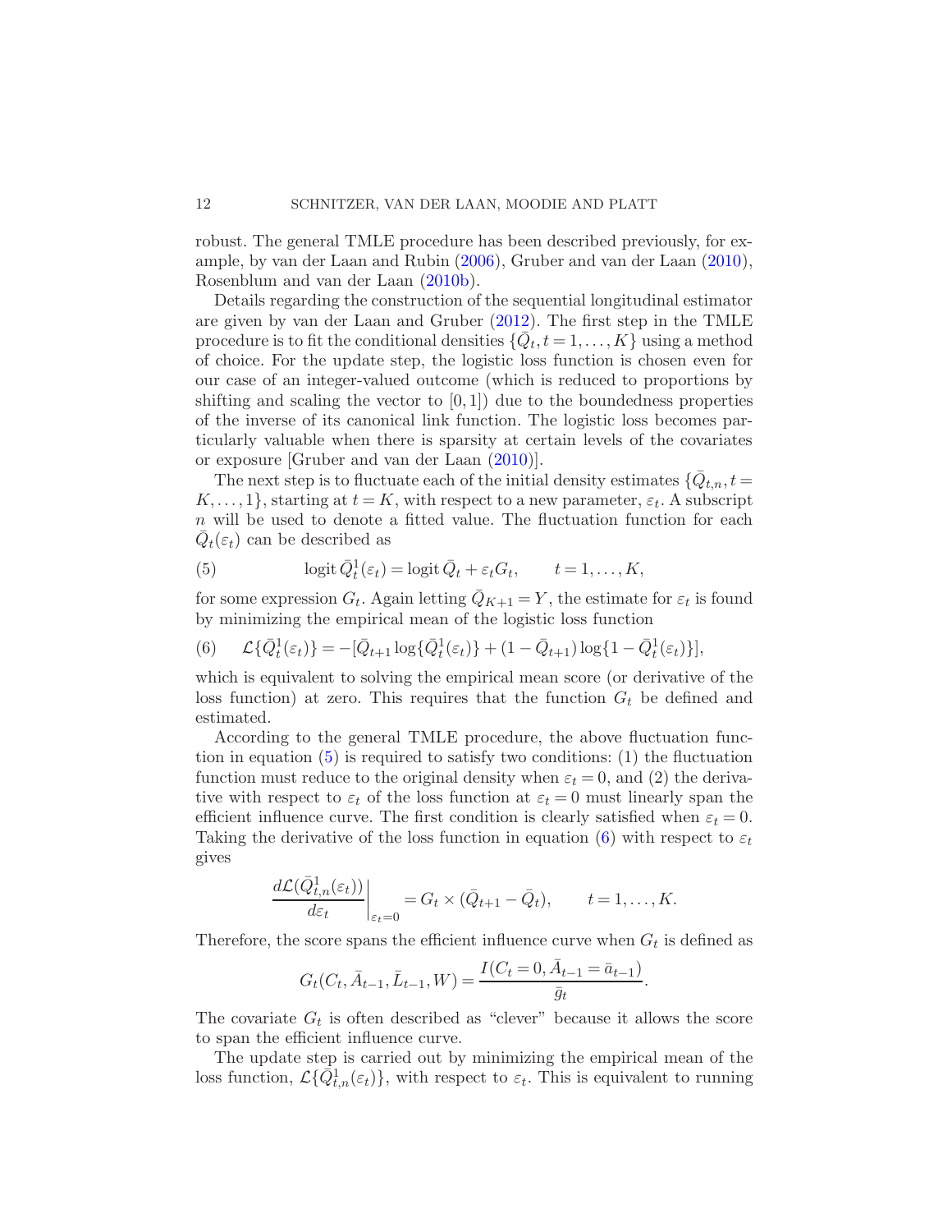robust. The general TMLE procedure has been described previously, for example, by van der Laan and Rubin (2006), Gruber and van der Laan (2010), Rosenblum and van der Laan (2010b).

Details regarding the construction of the sequential longitudinal estimator are given by van der Laan and Gruber (2012). The first step in the TMLE procedure is to fit the conditional densities $\{\bar{Q}_t, t = 1, \dots, K\}$ using a method of choice. For the update step, the logistic loss function is chosen even for our case of an integer-valued outcome (which is reduced to proportions by shifting and scaling the vector to $[0, 1]$) due to the boundedness properties of the inverse of its canonical link function. The logistic loss becomes particularly valuable when there is sparsity at certain levels of the covariates or exposure [Gruber and van der Laan (2010)].

The next step is to fluctuate each of the initial density estimates $\{\bar{Q}_{t,n}, t = K, \dots, 1\}$, starting at $t = K$, with respect to a new parameter, $\varepsilon_t$. A subscript $n$ will be used to denote a fitted value. The fluctuation function for each $\bar{Q}_t(\varepsilon_t)$ can be described as

$$\operatorname{logit} \bar{Q}_t^1(\varepsilon_t) = \operatorname{logit} \bar{Q}_t + \varepsilon_t G_t, \qquad t = 1, \dots, K, \tag{5}$$

for some expression $G_t$. Again letting $\bar{Q}_{K+1} = Y$, the estimate for $\varepsilon_t$ is found by minimizing the empirical mean of the logistic loss function

$$\mathcal{L}\{\bar{Q}_t^1(\varepsilon_t)\} = -[\bar{Q}_{t+1} \log\{\bar{Q}_t^1(\varepsilon_t)\} + (1 - \bar{Q}_{t+1}) \log\{1 - \bar{Q}_t^1(\varepsilon_t)\}], \tag{6}$$

which is equivalent to solving the empirical mean score (or derivative of the loss function) at zero. This requires that the function $G_t$ be defined and estimated.

According to the general TMLE procedure, the above fluctuation function in equation (5) is required to satisfy two conditions: (1) the fluctuation function must reduce to the original density when $\varepsilon_t = 0$, and (2) the derivative with respect to $\varepsilon_t$ of the loss function at $\varepsilon_t = 0$ must linearly span the efficient influence curve. The first condition is clearly satisfied when $\varepsilon_t = 0$. Taking the derivative of the loss function in equation (6) with respect to $\varepsilon_t$ gives

$$\left. \frac{d\mathcal{L}(\bar{Q}_{t,n}^1(\varepsilon_t))}{d\varepsilon_t} \right|_{\varepsilon_t = 0} = G_t \times (\bar{Q}_{t+1} - \bar{Q}_t), \qquad t = 1, \dots, K.$$

Therefore, the score spans the efficient influence curve when $G_t$ is defined as

$$G_t(C_t, \bar{A}_{t-1}, \bar{L}_{t-1}, W) = \frac{I(C_t = 0, \bar{A}_{t-1} = \bar{a}_{t-1})}{\bar{g}_t}.$$

The covariate $G_t$ is often described as "clever" because it allows the score to span the efficient influence curve.

The update step is carried out by minimizing the empirical mean of the loss function, $\mathcal{L}\{\bar{Q}_{t,n}^1(\varepsilon_t)\}$, with respect to $\varepsilon_t$. This is equivalent to running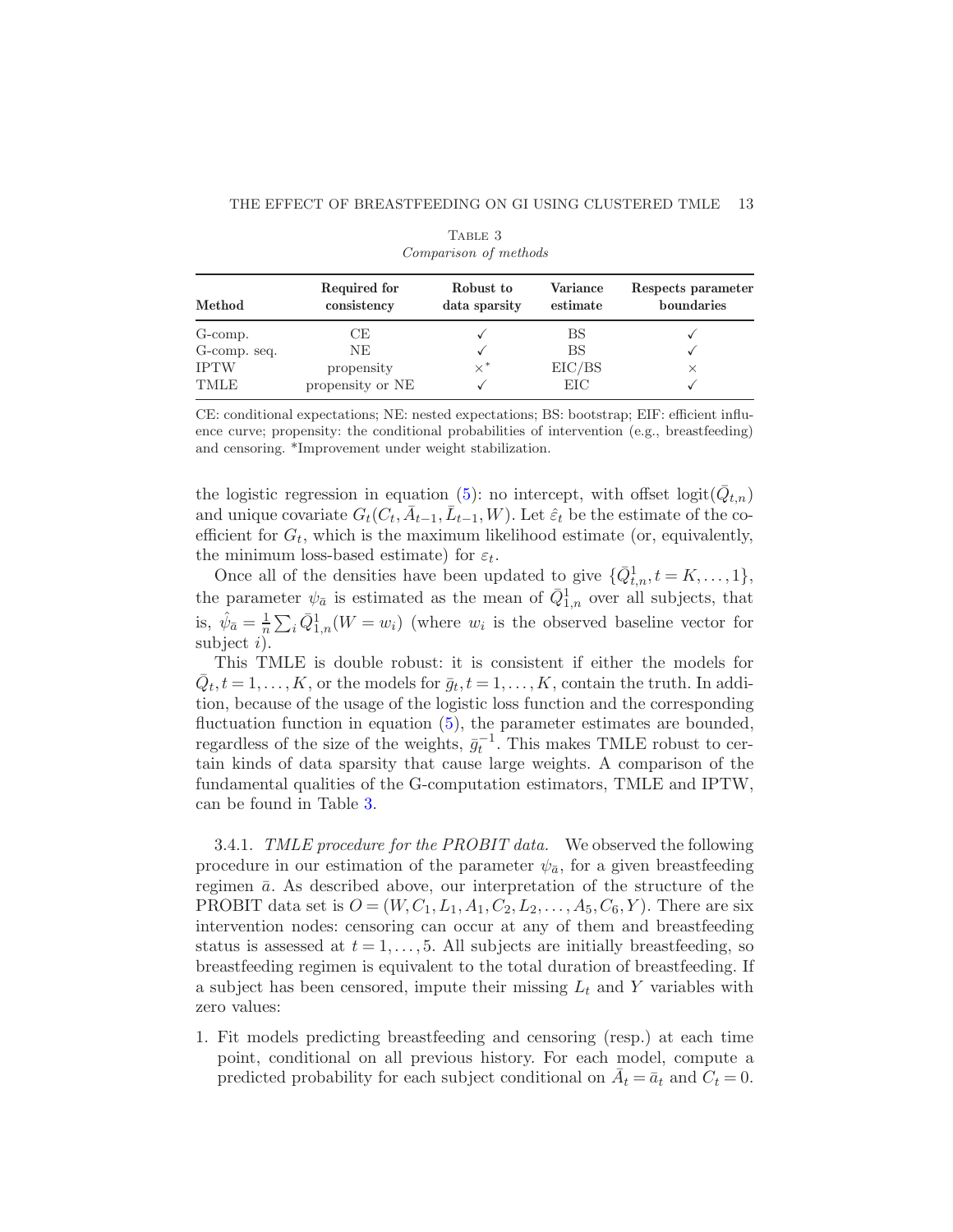Table 3
*Comparison of methods*

| Method | Required for consistency | Robust to data sparsity | Variance estimate | Respects parameter boundaries |
|---|---|---|---|---|
| G-comp. | CE | ✓ | BS | ✓ |
| G-comp. seq. | NE | ✓ | BS | ✓ |
| IPTW | propensity | $\times^*$ | EIC/BS | $\times$ |
| TMLE | propensity or NE | ✓ | EIC | ✓ |

CE: conditional expectations; NE: nested expectations; BS: bootstrap; EIF: efficient influence curve; propensity: the conditional probabilities of intervention (e.g., breastfeeding) and censoring. *Improvement under weight stabilization.

the logistic regression in equation (5): no intercept, with offset $\operatorname{logit}(\bar{Q}_{t,n})$ and unique covariate $G_t(C_t, \bar{A}_{t-1}, \bar{L}_{t-1}, W)$. Let $\hat{\varepsilon}_t$ be the estimate of the coefficient for $G_t$, which is the maximum likelihood estimate (or, equivalently, the minimum loss-based estimate) for $\varepsilon_t$.

Once all of the densities have been updated to give $\{\bar{Q}^1_{t,n}, t = K, \ldots, 1\}$, the parameter $\psi_{\bar{a}}$ is estimated as the mean of $\bar{Q}^1_{1,n}$ over all subjects, that is, $\hat{\psi}_{\bar{a}} = \frac{1}{n}\sum_i \bar{Q}^1_{1,n}(W = w_i)$ (where $w_i$ is the observed baseline vector for subject $i$).

This TMLE is double robust: it is consistent if either the models for $\bar{Q}_t, t = 1, \ldots, K$, or the models for $\bar{g}_t, t = 1, \ldots, K$, contain the truth. In addition, because of the usage of the logistic loss function and the corresponding fluctuation function in equation (5), the parameter estimates are bounded, regardless of the size of the weights, $\bar{g}_t^{-1}$. This makes TMLE robust to certain kinds of data sparsity that cause large weights. A comparison of the fundamental qualities of the G-computation estimators, TMLE and IPTW, can be found in Table 3.

3.4.1. *TMLE procedure for the PROBIT data.* We observed the following procedure in our estimation of the parameter $\psi_{\bar{a}}$, for a given breastfeeding regimen $\bar{a}$. As described above, our interpretation of the structure of the PROBIT data set is $O = (W, C_1, L_1, A_1, C_2, L_2, \ldots, A_5, C_6, Y)$. There are six intervention nodes: censoring can occur at any of them and breastfeeding status is assessed at $t = 1, \ldots, 5$. All subjects are initially breastfeeding, so breastfeeding regimen is equivalent to the total duration of breastfeeding. If a subject has been censored, impute their missing $L_t$ and $Y$ variables with zero values:

1. Fit models predicting breastfeeding and censoring (resp.) at each time point, conditional on all previous history. For each model, compute a predicted probability for each subject conditional on $\bar{A}_t = \bar{a}_t$ and $C_t = 0$.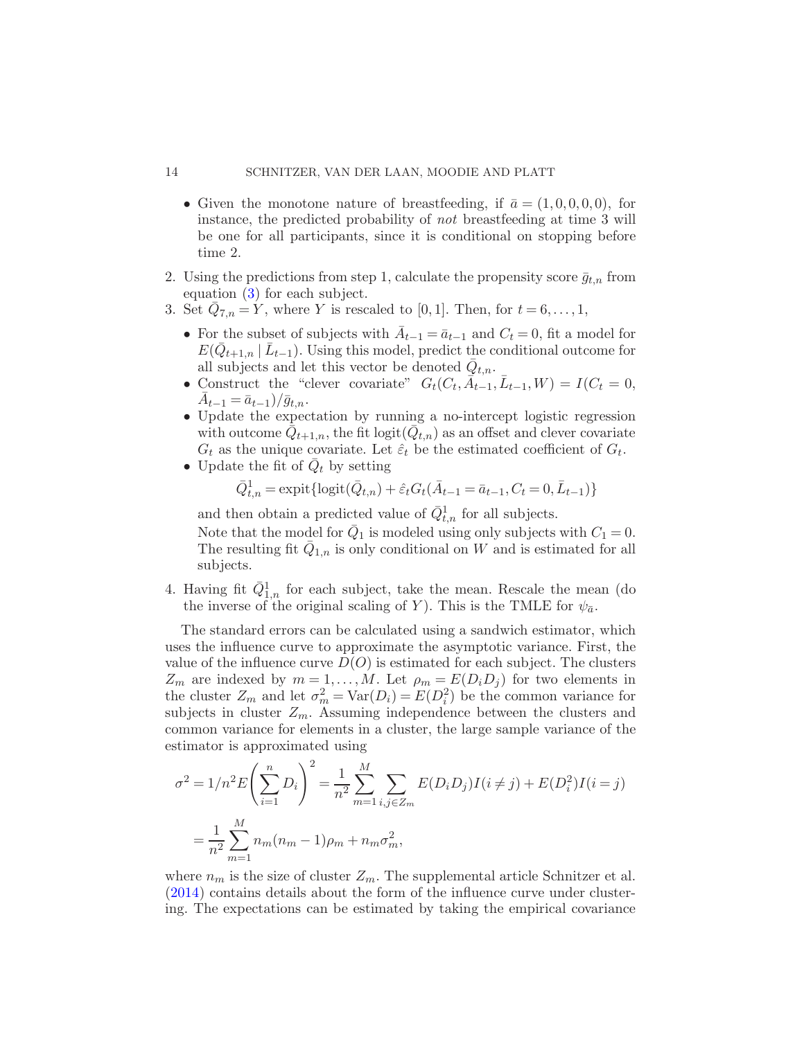- Given the monotone nature of breastfeeding, if $\bar{a} = (1,0,0,0,0)$, for instance, the predicted probability of *not* breastfeeding at time 3 will be one for all participants, since it is conditional on stopping before time 2.

2. Using the predictions from step 1, calculate the propensity score $\bar{g}_{t,n}$ from equation (3) for each subject.
3. Set $\bar{Q}_{7,n} = Y$, where $Y$ is rescaled to $[0,1]$. Then, for $t = 6, \dots, 1$,
   - For the subset of subjects with $\bar{A}_{t-1} = \bar{a}_{t-1}$ and $C_t = 0$, fit a model for $E(\bar{Q}_{t+1,n} \mid \bar{L}_{t-1})$. Using this model, predict the conditional outcome for all subjects and let this vector be denoted $\bar{Q}_{t,n}$.
   - Construct the "clever covariate" $G_t(C_t, \bar{A}_{t-1}, \bar{L}_{t-1}, W) = I(C_t = 0, \bar{A}_{t-1} = \bar{a}_{t-1})/\bar{g}_{t,n}$.
   - Update the expectation by running a no-intercept logistic regression with outcome $\bar{Q}_{t+1,n}$, the fit $\operatorname{logit}(\bar{Q}_{t,n})$ as an offset and clever covariate $G_t$ as the unique covariate. Let $\hat{\varepsilon}_t$ be the estimated coefficient of $G_t$.
   - Update the fit of $\bar{Q}_t$ by setting

   $$\bar{Q}^1_{t,n} = \operatorname{expit}\{\operatorname{logit}(\bar{Q}_{t,n}) + \hat{\varepsilon}_t G_t(\bar{A}_{t-1} = \bar{a}_{t-1}, C_t = 0, \bar{L}_{t-1})\}$$

   and then obtain a predicted value of $\bar{Q}^1_{t,n}$ for all subjects.

   Note that the model for $\bar{Q}_1$ is modeled using only subjects with $C_1 = 0$. The resulting fit $\bar{Q}_{1,n}$ is only conditional on $W$ and is estimated for all subjects.
4. Having fit $\bar{Q}^1_{1,n}$ for each subject, take the mean. Rescale the mean (do the inverse of the original scaling of $Y$). This is the TMLE for $\psi_{\bar{a}}$.

The standard errors can be calculated using a sandwich estimator, which uses the influence curve to approximate the asymptotic variance. First, the value of the influence curve $D(O)$ is estimated for each subject. The clusters $Z_m$ are indexed by $m = 1, \dots, M$. Let $\rho_m = E(D_i D_j)$ for two elements in the cluster $Z_m$ and let $\sigma_m^2 = \operatorname{Var}(D_i) = E(D_i^2)$ be the common variance for subjects in cluster $Z_m$. Assuming independence between the clusters and common variance for elements in a cluster, the large sample variance of the estimator is approximated using

$$\sigma^2 = 1/n^2 E\left(\sum_{i=1}^n D_i\right)^2 = \frac{1}{n^2}\sum_{m=1}^M \sum_{i,j \in Z_m} E(D_i D_j) I(i \neq j) + E(D_i^2) I(i = j)$$

$$= \frac{1}{n^2}\sum_{m=1}^M n_m(n_m - 1)\rho_m + n_m \sigma_m^2,$$

where $n_m$ is the size of cluster $Z_m$. The supplemental article Schnitzer et al. (2014) contains details about the form of the influence curve under clustering. The expectations can be estimated by taking the empirical covariance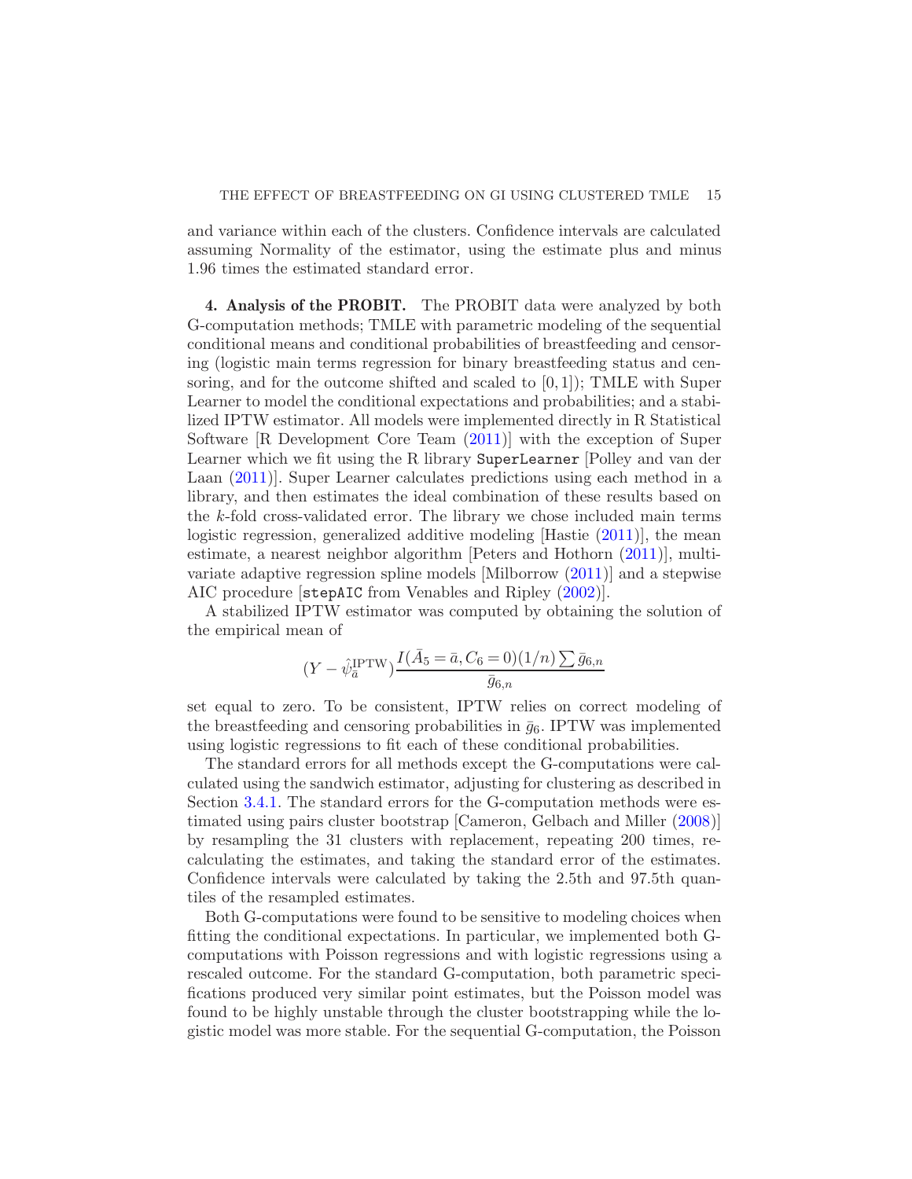and variance within each of the clusters. Confidence intervals are calculated assuming Normality of the estimator, using the estimate plus and minus 1.96 times the estimated standard error.

## 4. Analysis of the PROBIT.

The PROBIT data were analyzed by both G-computation methods; TMLE with parametric modeling of the sequential conditional means and conditional probabilities of breastfeeding and censoring (logistic main terms regression for binary breastfeeding status and censoring, and for the outcome shifted and scaled to $[0, 1]$); TMLE with Super Learner to model the conditional expectations and probabilities; and a stabilized IPTW estimator. All models were implemented directly in R Statistical Software [R Development Core Team (2011)] with the exception of Super Learner which we fit using the R library `SuperLearner` [Polley and van der Laan (2011)]. Super Learner calculates predictions using each method in a library, and then estimates the ideal combination of these results based on the $k$-fold cross-validated error. The library we chose included main terms logistic regression, generalized additive modeling [Hastie (2011)], the mean estimate, a nearest neighbor algorithm [Peters and Hothorn (2011)], multivariate adaptive regression spline models [Milborrow (2011)] and a stepwise AIC procedure [`stepAIC` from Venables and Ripley (2002)].

A stabilized IPTW estimator was computed by obtaining the solution of the empirical mean of

$$(Y - \hat{\psi}_{\bar{a}}^{\text{IPTW}}) \frac{I(\bar{A}_5 = \bar{a}, C_6 = 0)(1/n) \sum \bar{g}_{6,n}}{\bar{g}_{6,n}}$$

set equal to zero. To be consistent, IPTW relies on correct modeling of the breastfeeding and censoring probabilities in $\bar{g}_6$. IPTW was implemented using logistic regressions to fit each of these conditional probabilities.

The standard errors for all methods except the G-computations were calculated using the sandwich estimator, adjusting for clustering as described in Section 3.4.1. The standard errors for the G-computation methods were estimated using pairs cluster bootstrap [Cameron, Gelbach and Miller (2008)] by resampling the 31 clusters with replacement, repeating 200 times, recalculating the estimates, and taking the standard error of the estimates. Confidence intervals were calculated by taking the 2.5th and 97.5th quantiles of the resampled estimates.

Both G-computations were found to be sensitive to modeling choices when fitting the conditional expectations. In particular, we implemented both G-computations with Poisson regressions and with logistic regressions using a rescaled outcome. For the standard G-computation, both parametric specifications produced very similar point estimates, but the Poisson model was found to be highly unstable through the cluster bootstrapping while the logistic model was more stable. For the sequential G-computation, the Poisson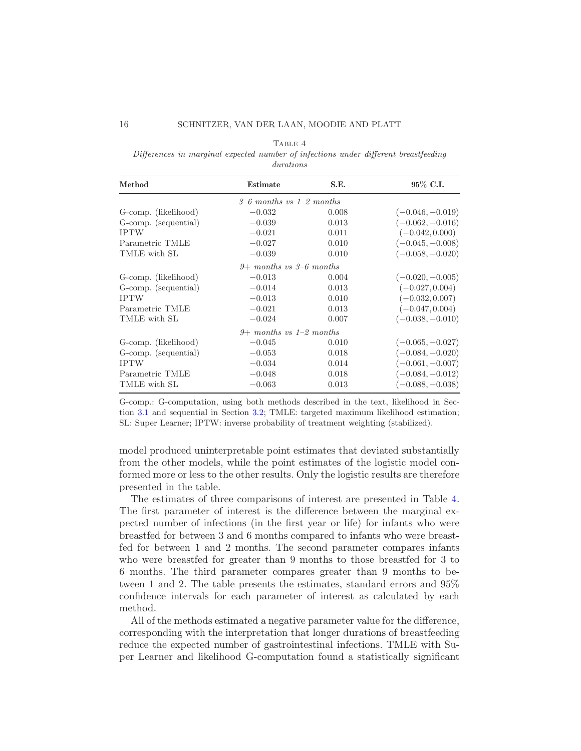Table 4

*Differences in marginal expected number of infections under different breastfeeding durations*

| Method | Estimate | S.E. | 95% C.I. |
|---|---|---|---|
| | *3–6 months vs 1–2 months* | | |
| G-comp. (likelihood) | −0.032 | 0.008 | (−0.046, −0.019) |
| G-comp. (sequential) | −0.039 | 0.013 | (−0.062, −0.016) |
| IPTW | −0.021 | 0.011 | (−0.042, 0.000) |
| Parametric TMLE | −0.027 | 0.010 | (−0.045, −0.008) |
| TMLE with SL | −0.039 | 0.010 | (−0.058, −0.020) |
| | *9+ months vs 3–6 months* | | |
| G-comp. (likelihood) | −0.013 | 0.004 | (−0.020, −0.005) |
| G-comp. (sequential) | −0.014 | 0.013 | (−0.027, 0.004) |
| IPTW | −0.013 | 0.010 | (−0.032, 0.007) |
| Parametric TMLE | −0.021 | 0.013 | (−0.047, 0.004) |
| TMLE with SL | −0.024 | 0.007 | (−0.038, −0.010) |
| | *9+ months vs 1–2 months* | | |
| G-comp. (likelihood) | −0.045 | 0.010 | (−0.065, −0.027) |
| G-comp. (sequential) | −0.053 | 0.018 | (−0.084, −0.020) |
| IPTW | −0.034 | 0.014 | (−0.061, −0.007) |
| Parametric TMLE | −0.048 | 0.018 | (−0.084, −0.012) |
| TMLE with SL | −0.063 | 0.013 | (−0.088, −0.038) |

G-comp.: G-computation, using both methods described in the text, likelihood in Section 3.1 and sequential in Section 3.2; TMLE: targeted maximum likelihood estimation; SL: Super Learner; IPTW: inverse probability of treatment weighting (stabilized).

model produced uninterpretable point estimates that deviated substantially from the other models, while the point estimates of the logistic model conformed more or less to the other results. Only the logistic results are therefore presented in the table.

The estimates of three comparisons of interest are presented in Table 4. The first parameter of interest is the difference between the marginal expected number of infections (in the first year or life) for infants who were breastfed for between 3 and 6 months compared to infants who were breastfed for between 1 and 2 months. The second parameter compares infants who were breastfed for greater than 9 months to those breastfed for 3 to 6 months. The third parameter compares greater than 9 months to between 1 and 2. The table presents the estimates, standard errors and 95% confidence intervals for each parameter of interest as calculated by each method.

All of the methods estimated a negative parameter value for the difference, corresponding with the interpretation that longer durations of breastfeeding reduce the expected number of gastrointestinal infections. TMLE with Super Learner and likelihood G-computation found a statistically significant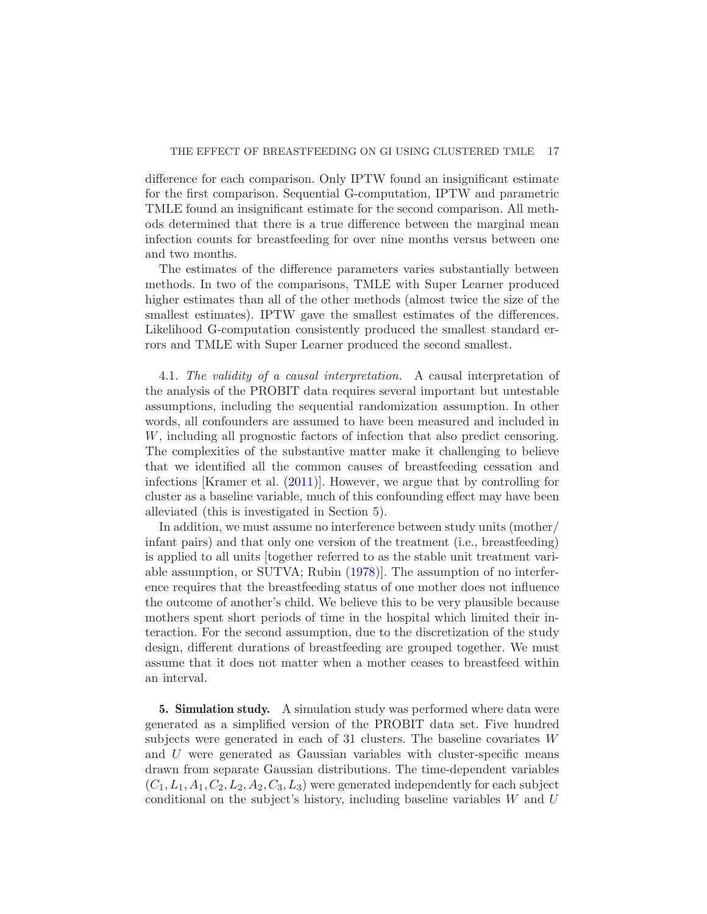difference for each comparison. Only IPTW found an insignificant estimate for the first comparison. Sequential G-computation, IPTW and parametric TMLE found an insignificant estimate for the second comparison. All methods determined that there is a true difference between the marginal mean infection counts for breastfeeding for over nine months versus between one and two months.

The estimates of the difference parameters varies substantially between methods. In two of the comparisons, TMLE with Super Learner produced higher estimates than all of the other methods (almost twice the size of the smallest estimates). IPTW gave the smallest estimates of the differences. Likelihood G-computation consistently produced the smallest standard errors and TMLE with Super Learner produced the second smallest.

4.1. *The validity of a causal interpretation.* A causal interpretation of the analysis of the PROBIT data requires several important but untestable assumptions, including the sequential randomization assumption. In other words, all confounders are assumed to have been measured and included in $W$, including all prognostic factors of infection that also predict censoring. The complexities of the substantive matter make it challenging to believe that we identified all the common causes of breastfeeding cessation and infections [Kramer et al. (2011)]. However, we argue that by controlling for cluster as a baseline variable, much of this confounding effect may have been alleviated (this is investigated in Section 5).

In addition, we must assume no interference between study units (mother/infant pairs) and that only one version of the treatment (i.e., breastfeeding) is applied to all units [together referred to as the stable unit treatment variable assumption, or SUTVA; Rubin (1978)]. The assumption of no interference requires that the breastfeeding status of one mother does not influence the outcome of another's child. We believe this to be very plausible because mothers spent short periods of time in the hospital which limited their interaction. For the second assumption, due to the discretization of the study design, different durations of breastfeeding are grouped together. We must assume that it does not matter when a mother ceases to breastfeed within an interval.

**5. Simulation study.** A simulation study was performed where data were generated as a simplified version of the PROBIT data set. Five hundred subjects were generated in each of 31 clusters. The baseline covariates $W$ and $U$ were generated as Gaussian variables with cluster-specific means drawn from separate Gaussian distributions. The time-dependent variables $(C_1, L_1, A_1, C_2, L_2, A_2, C_3, L_3)$ were generated independently for each subject conditional on the subject's history, including baseline variables $W$ and $U$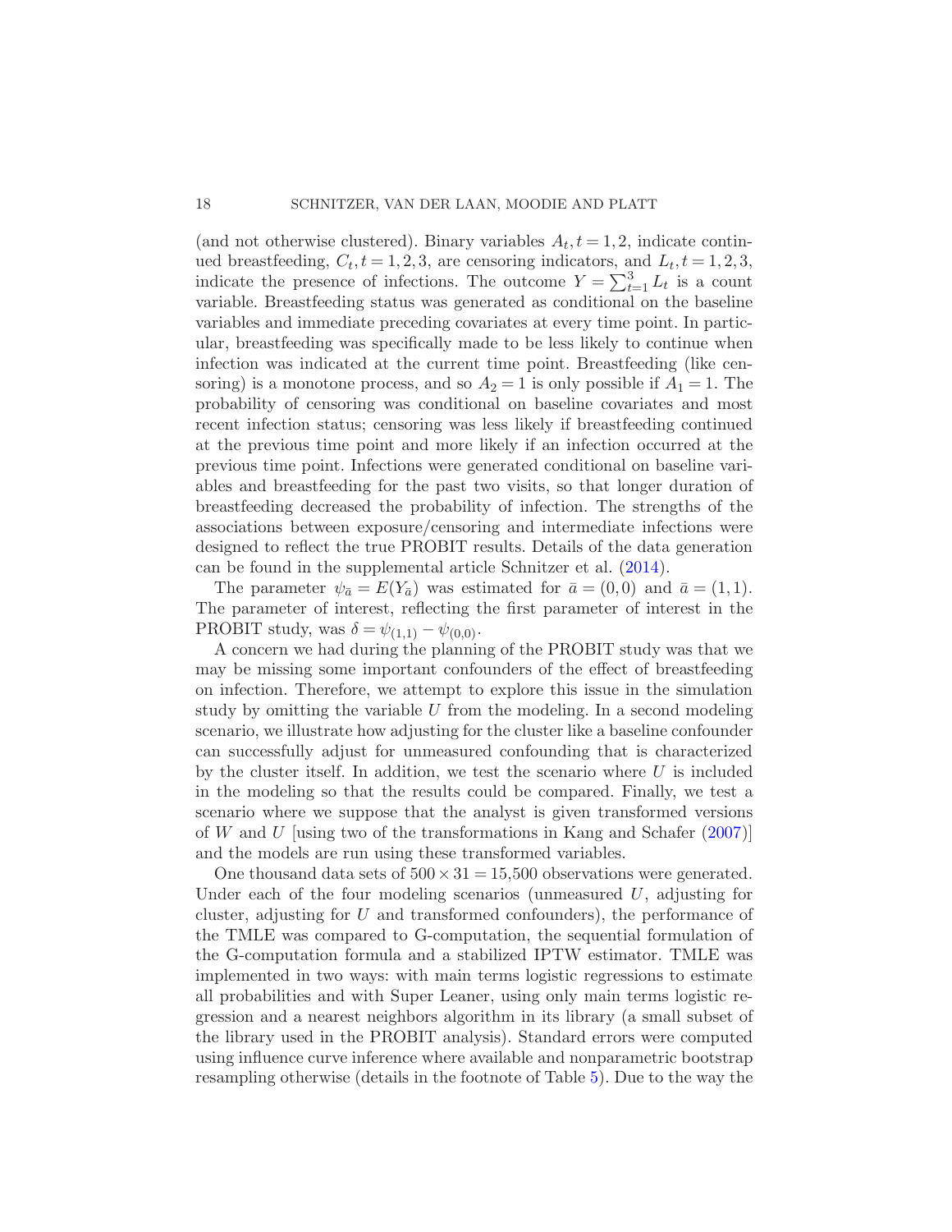(and not otherwise clustered). Binary variables $A_t, t = 1, 2$, indicate continued breastfeeding, $C_t, t = 1, 2, 3$, are censoring indicators, and $L_t, t = 1, 2, 3$, indicate the presence of infections. The outcome $Y = \sum_{t=1}^{3} L_t$ is a count variable. Breastfeeding status was generated as conditional on the baseline variables and immediate preceding covariates at every time point. In particular, breastfeeding was specifically made to be less likely to continue when infection was indicated at the current time point. Breastfeeding (like censoring) is a monotone process, and so $A_2 = 1$ is only possible if $A_1 = 1$. The probability of censoring was conditional on baseline covariates and most recent infection status; censoring was less likely if breastfeeding continued at the previous time point and more likely if an infection occurred at the previous time point. Infections were generated conditional on baseline variables and breastfeeding for the past two visits, so that longer duration of breastfeeding decreased the probability of infection. The strengths of the associations between exposure/censoring and intermediate infections were designed to reflect the true PROBIT results. Details of the data generation can be found in the supplemental article Schnitzer et al. (2014).

The parameter $\psi_{\bar{a}} = E(Y_{\bar{a}})$ was estimated for $\bar{a} = (0, 0)$ and $\bar{a} = (1, 1)$. The parameter of interest, reflecting the first parameter of interest in the PROBIT study, was $\delta = \psi_{(1,1)} - \psi_{(0,0)}$.

A concern we had during the planning of the PROBIT study was that we may be missing some important confounders of the effect of breastfeeding on infection. Therefore, we attempt to explore this issue in the simulation study by omitting the variable $U$ from the modeling. In a second modeling scenario, we illustrate how adjusting for the cluster like a baseline confounder can successfully adjust for unmeasured confounding that is characterized by the cluster itself. In addition, we test the scenario where $U$ is included in the modeling so that the results could be compared. Finally, we test a scenario where we suppose that the analyst is given transformed versions of $W$ and $U$ [using two of the transformations in Kang and Schafer (2007)] and the models are run using these transformed variables.

One thousand data sets of $500 \times 31 = 15{,}500$ observations were generated. Under each of the four modeling scenarios (unmeasured $U$, adjusting for cluster, adjusting for $U$ and transformed confounders), the performance of the TMLE was compared to G-computation, the sequential formulation of the G-computation formula and a stabilized IPTW estimator. TMLE was implemented in two ways: with main terms logistic regressions to estimate all probabilities and with Super Leaner, using only main terms logistic regression and a nearest neighbors algorithm in its library (a small subset of the library used in the PROBIT analysis). Standard errors were computed using influence curve inference where available and nonparametric bootstrap resampling otherwise (details in the footnote of Table 5). Due to the way the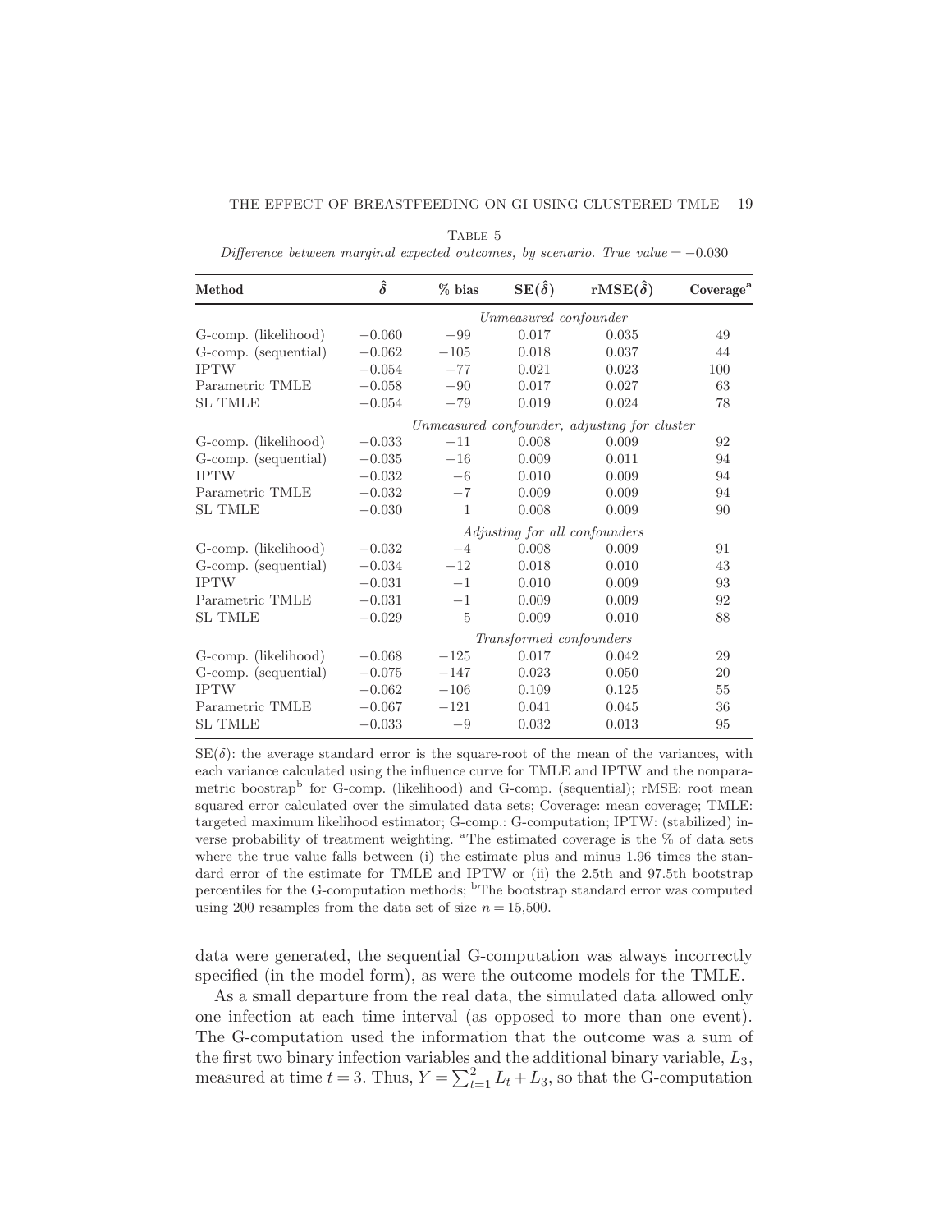Table 5

*Difference between marginal expected outcomes, by scenario. True value = −0.030*

| Method | $\hat{\delta}$ | % bias | $\mathbf{SE}(\hat{\delta})$ | $\mathbf{rMSE}(\hat{\delta})$ | Coverage[a] |
|---|---|---|---|---|---|
| | | | *Unmeasured confounder* | | |
| G-comp. (likelihood) | −0.060 | −99 | 0.017 | 0.035 | 49 |
| G-comp. (sequential) | −0.062 | −105 | 0.018 | 0.037 | 44 |
| IPTW | −0.054 | −77 | 0.021 | 0.023 | 100 |
| Parametric TMLE | −0.058 | −90 | 0.017 | 0.027 | 63 |
| SL TMLE | −0.054 | −79 | 0.019 | 0.024 | 78 |
| | | | *Unmeasured confounder, adjusting for cluster* | | |
| G-comp. (likelihood) | −0.033 | −11 | 0.008 | 0.009 | 92 |
| G-comp. (sequential) | −0.035 | −16 | 0.009 | 0.011 | 94 |
| IPTW | −0.032 | −6 | 0.010 | 0.009 | 94 |
| Parametric TMLE | −0.032 | −7 | 0.009 | 0.009 | 94 |
| SL TMLE | −0.030 | 1 | 0.008 | 0.009 | 90 |
| | | | *Adjusting for all confounders* | | |
| G-comp. (likelihood) | −0.032 | −4 | 0.008 | 0.009 | 91 |
| G-comp. (sequential) | −0.034 | −12 | 0.018 | 0.010 | 43 |
| IPTW | −0.031 | −1 | 0.010 | 0.009 | 93 |
| Parametric TMLE | −0.031 | −1 | 0.009 | 0.009 | 92 |
| SL TMLE | −0.029 | 5 | 0.009 | 0.010 | 88 |
| | | | *Transformed confounders* | | |
| G-comp. (likelihood) | −0.068 | −125 | 0.017 | 0.042 | 29 |
| G-comp. (sequential) | −0.075 | −147 | 0.023 | 0.050 | 20 |
| IPTW | −0.062 | −106 | 0.109 | 0.125 | 55 |
| Parametric TMLE | −0.067 | −121 | 0.041 | 0.045 | 36 |
| SL TMLE | −0.033 | −9 | 0.032 | 0.013 | 95 |

SE($\delta$): the average standard error is the square-root of the mean of the variances, with each variance calculated using the influence curve for TMLE and IPTW and the nonparametric boostrap[b] for G-comp. (likelihood) and G-comp. (sequential); rMSE: root mean squared error calculated over the simulated data sets; Coverage: mean coverage; TMLE: targeted maximum likelihood estimator; G-comp.: G-computation; IPTW: (stabilized) inverse probability of treatment weighting. [a]The estimated coverage is the % of data sets where the true value falls between (i) the estimate plus and minus 1.96 times the standard error of the estimate for TMLE and IPTW or (ii) the 2.5th and 97.5th bootstrap percentiles for the G-computation methods; [b]The bootstrap standard error was computed using 200 resamples from the data set of size $n = 15{,}500$.

data were generated, the sequential G-computation was always incorrectly specified (in the model form), as were the outcome models for the TMLE.

As a small departure from the real data, the simulated data allowed only one infection at each time interval (as opposed to more than one event). The G-computation used the information that the outcome was a sum of the first two binary infection variables and the additional binary variable, $L_3$, measured at time $t = 3$. Thus, $Y = \sum_{t=1}^{2} L_t + L_3$, so that the G-computation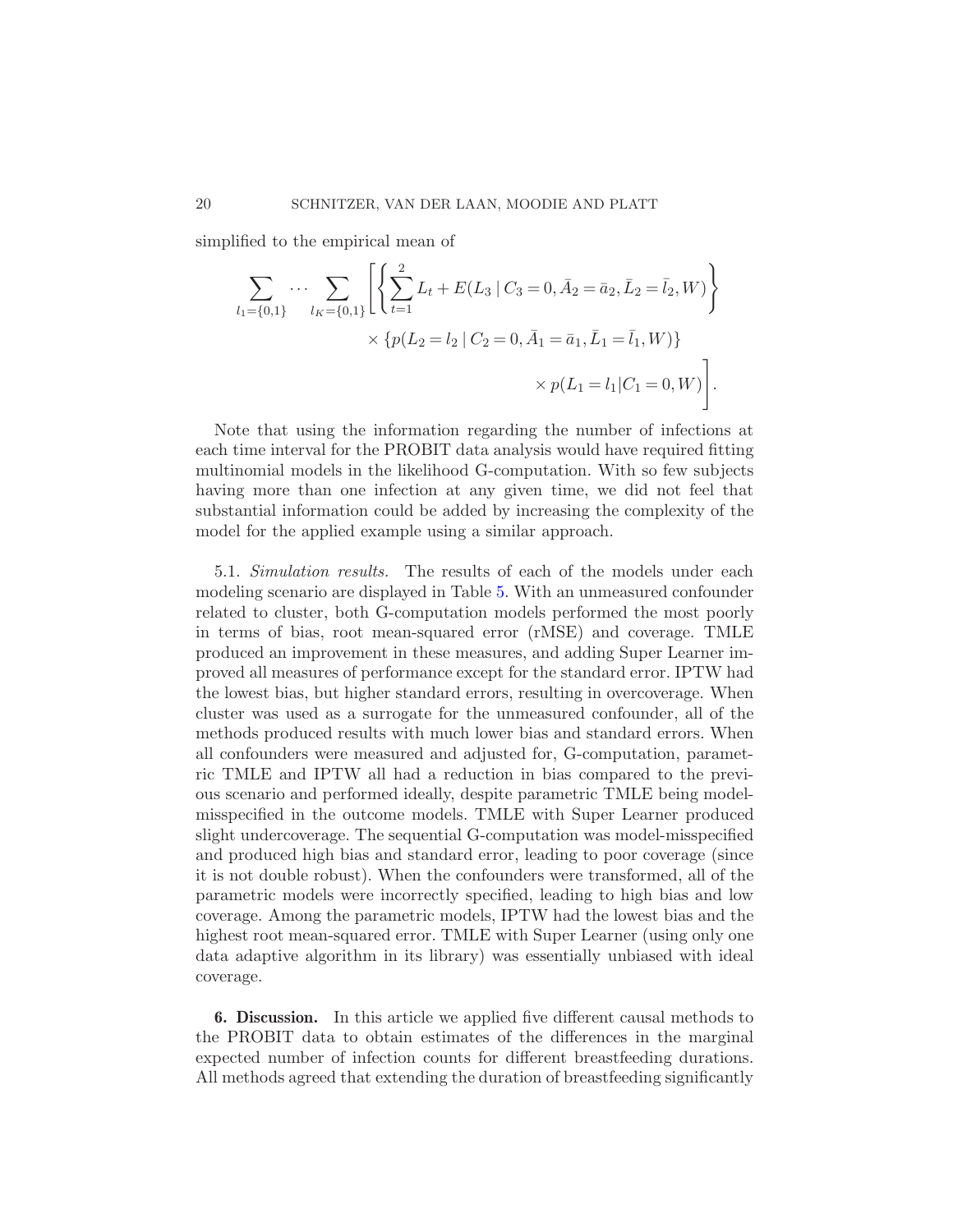simplified to the empirical mean of

$$\sum_{l_1=\{0,1\}} \cdots \sum_{l_K=\{0,1\}} \Bigg[ \Bigg\{ \sum_{t=1}^{2} L_t + E(L_3 \mid C_3 = 0, \bar{A}_2 = \bar{a}_2, \bar{L}_2 = \bar{l}_2, W) \Bigg\} \times \{ p(L_2 = l_2 \mid C_2 = 0, \bar{A}_1 = \bar{a}_1, \bar{L}_1 = \bar{l}_1, W) \} \times p(L_1 = l_1 \mid C_1 = 0, W) \Bigg].$$

Note that using the information regarding the number of infections at each time interval for the PROBIT data analysis would have required fitting multinomial models in the likelihood G-computation. With so few subjects having more than one infection at any given time, we did not feel that substantial information could be added by increasing the complexity of the model for the applied example using a similar approach.

5.1. *Simulation results.* The results of each of the models under each modeling scenario are displayed in Table 5. With an unmeasured confounder related to cluster, both G-computation models performed the most poorly in terms of bias, root mean-squared error (rMSE) and coverage. TMLE produced an improvement in these measures, and adding Super Learner improved all measures of performance except for the standard error. IPTW had the lowest bias, but higher standard errors, resulting in overcoverage. When cluster was used as a surrogate for the unmeasured confounder, all of the methods produced results with much lower bias and standard errors. When all confounders were measured and adjusted for, G-computation, parametric TMLE and IPTW all had a reduction in bias compared to the previous scenario and performed ideally, despite parametric TMLE being model-misspecified in the outcome models. TMLE with Super Learner produced slight undercoverage. The sequential G-computation was model-misspecified and produced high bias and standard error, leading to poor coverage (since it is not double robust). When the confounders were transformed, all of the parametric models were incorrectly specified, leading to high bias and low coverage. Among the parametric models, IPTW had the lowest bias and the highest root mean-squared error. TMLE with Super Learner (using only one data adaptive algorithm in its library) was essentially unbiased with ideal coverage.

**6. Discussion.** In this article we applied five different causal methods to the PROBIT data to obtain estimates of the differences in the marginal expected number of infection counts for different breastfeeding durations. All methods agreed that extending the duration of breastfeeding significantly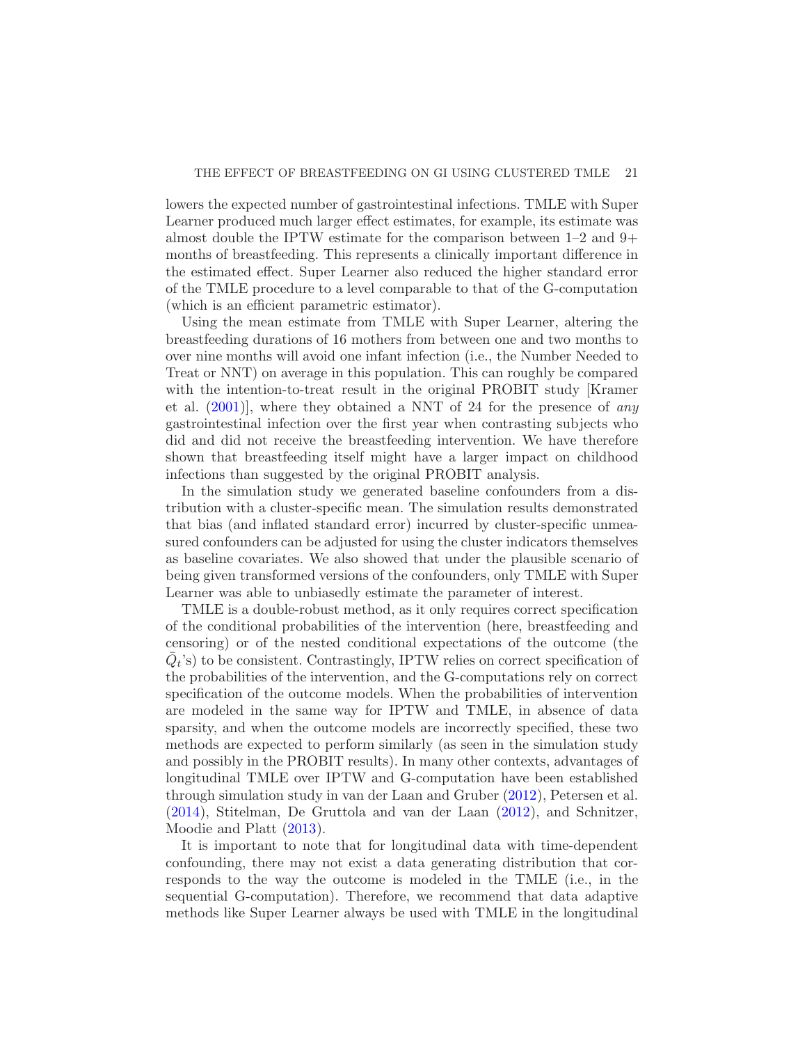lowers the expected number of gastrointestinal infections. TMLE with Super Learner produced much larger effect estimates, for example, its estimate was almost double the IPTW estimate for the comparison between 1–2 and 9+ months of breastfeeding. This represents a clinically important difference in the estimated effect. Super Learner also reduced the higher standard error of the TMLE procedure to a level comparable to that of the G-computation (which is an efficient parametric estimator).

Using the mean estimate from TMLE with Super Learner, altering the breastfeeding durations of 16 mothers from between one and two months to over nine months will avoid one infant infection (i.e., the Number Needed to Treat or NNT) on average in this population. This can roughly be compared with the intention-to-treat result in the original PROBIT study [Kramer et al. (2001)], where they obtained a NNT of 24 for the presence of *any* gastrointestinal infection over the first year when contrasting subjects who did and did not receive the breastfeeding intervention. We have therefore shown that breastfeeding itself might have a larger impact on childhood infections than suggested by the original PROBIT analysis.

In the simulation study we generated baseline confounders from a distribution with a cluster-specific mean. The simulation results demonstrated that bias (and inflated standard error) incurred by cluster-specific unmeasured confounders can be adjusted for using the cluster indicators themselves as baseline covariates. We also showed that under the plausible scenario of being given transformed versions of the confounders, only TMLE with Super Learner was able to unbiasedly estimate the parameter of interest.

TMLE is a double-robust method, as it only requires correct specification of the conditional probabilities of the intervention (here, breastfeeding and censoring) or of the nested conditional expectations of the outcome (the $\bar{Q}_t$'s) to be consistent. Contrastingly, IPTW relies on correct specification of the probabilities of the intervention, and the G-computations rely on correct specification of the outcome models. When the probabilities of intervention are modeled in the same way for IPTW and TMLE, in absence of data sparsity, and when the outcome models are incorrectly specified, these two methods are expected to perform similarly (as seen in the simulation study and possibly in the PROBIT results). In many other contexts, advantages of longitudinal TMLE over IPTW and G-computation have been established through simulation study in van der Laan and Gruber (2012), Petersen et al. (2014), Stitelman, De Gruttola and van der Laan (2012), and Schnitzer, Moodie and Platt (2013).

It is important to note that for longitudinal data with time-dependent confounding, there may not exist a data generating distribution that corresponds to the way the outcome is modeled in the TMLE (i.e., in the sequential G-computation). Therefore, we recommend that data adaptive methods like Super Learner always be used with TMLE in the longitudinal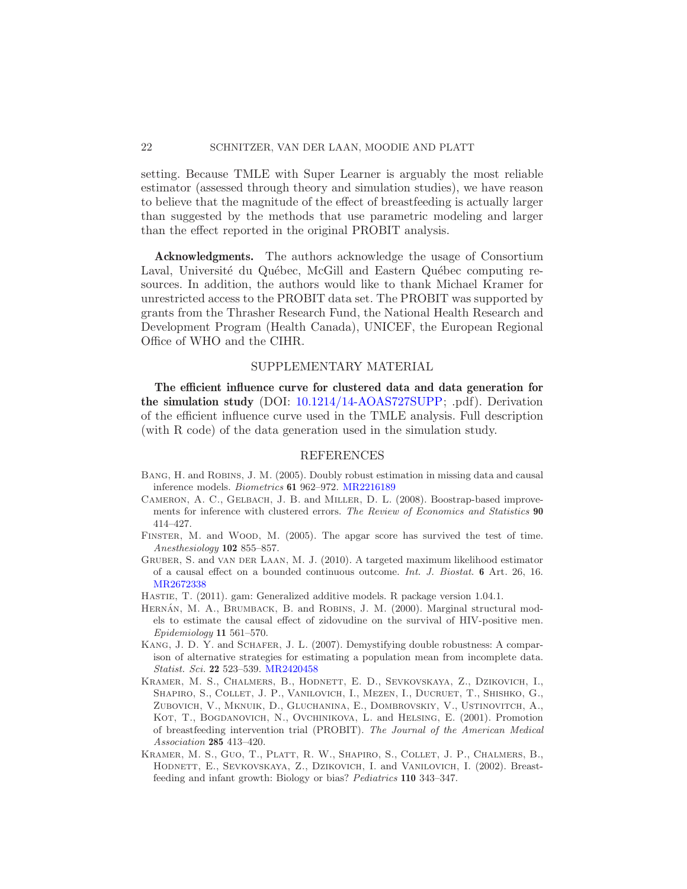setting. Because TMLE with Super Learner is arguably the most reliable estimator (assessed through theory and simulation studies), we have reason to believe that the magnitude of the effect of breastfeeding is actually larger than suggested by the methods that use parametric modeling and larger than the effect reported in the original PROBIT analysis.

**Acknowledgments.** The authors acknowledge the usage of Consortium Laval, Université du Québec, McGill and Eastern Québec computing resources. In addition, the authors would like to thank Michael Kramer for unrestricted access to the PROBIT data set. The PROBIT was supported by grants from the Thrasher Research Fund, the National Health Research and Development Program (Health Canada), UNICEF, the European Regional Office of WHO and the CIHR.

## SUPPLEMENTARY MATERIAL

**The efficient influence curve for clustered data and data generation for the simulation study** (DOI: 10.1214/14-AOAS727SUPP; .pdf). Derivation of the efficient influence curve used in the TMLE analysis. Full description (with R code) of the data generation used in the simulation study.

## REFERENCES

Bang, H. and Robins, J. M. (2005). Doubly robust estimation in missing data and causal inference models. *Biometrics* **61** 962–972. MR2216189

Cameron, A. C., Gelbach, J. B. and Miller, D. L. (2008). Boostrap-based improvements for inference with clustered errors. *The Review of Economics and Statistics* **90** 414–427.

Finster, M. and Wood, M. (2005). The apgar score has survived the test of time. *Anesthesiology* **102** 855–857.

Gruber, S. and van der Laan, M. J. (2010). A targeted maximum likelihood estimator of a causal effect on a bounded continuous outcome. *Int. J. Biostat.* **6** Art. 26, 16. MR2672338

Hastie, T. (2011). gam: Generalized additive models. R package version 1.04.1.

Hernán, M. A., Brumback, B. and Robins, J. M. (2000). Marginal structural models to estimate the causal effect of zidovudine on the survival of HIV-positive men. *Epidemiology* **11** 561–570.

Kang, J. D. Y. and Schafer, J. L. (2007). Demystifying double robustness: A comparison of alternative strategies for estimating a population mean from incomplete data. *Statist. Sci.* **22** 523–539. MR2420458

Kramer, M. S., Chalmers, B., Hodnett, E. D., Sevkovskaya, Z., Dzikovich, I., Shapiro, S., Collet, J. P., Vanilovich, I., Mezen, I., Ducruet, T., Shishko, G., Zubovich, V., Mknuik, D., Gluchanina, E., Dombrovskiy, V., Ustinovitch, A., Kot, T., Bogdanovich, N., Ovchinikova, L. and Helsing, E. (2001). Promotion of breastfeeding intervention trial (PROBIT). *The Journal of the American Medical Association* **285** 413–420.

Kramer, M. S., Guo, T., Platt, R. W., Shapiro, S., Collet, J. P., Chalmers, B., Hodnett, E., Sevkovskaya, Z., Dzikovich, I. and Vanilovich, I. (2002). Breastfeeding and infant growth: Biology or bias? *Pediatrics* **110** 343–347.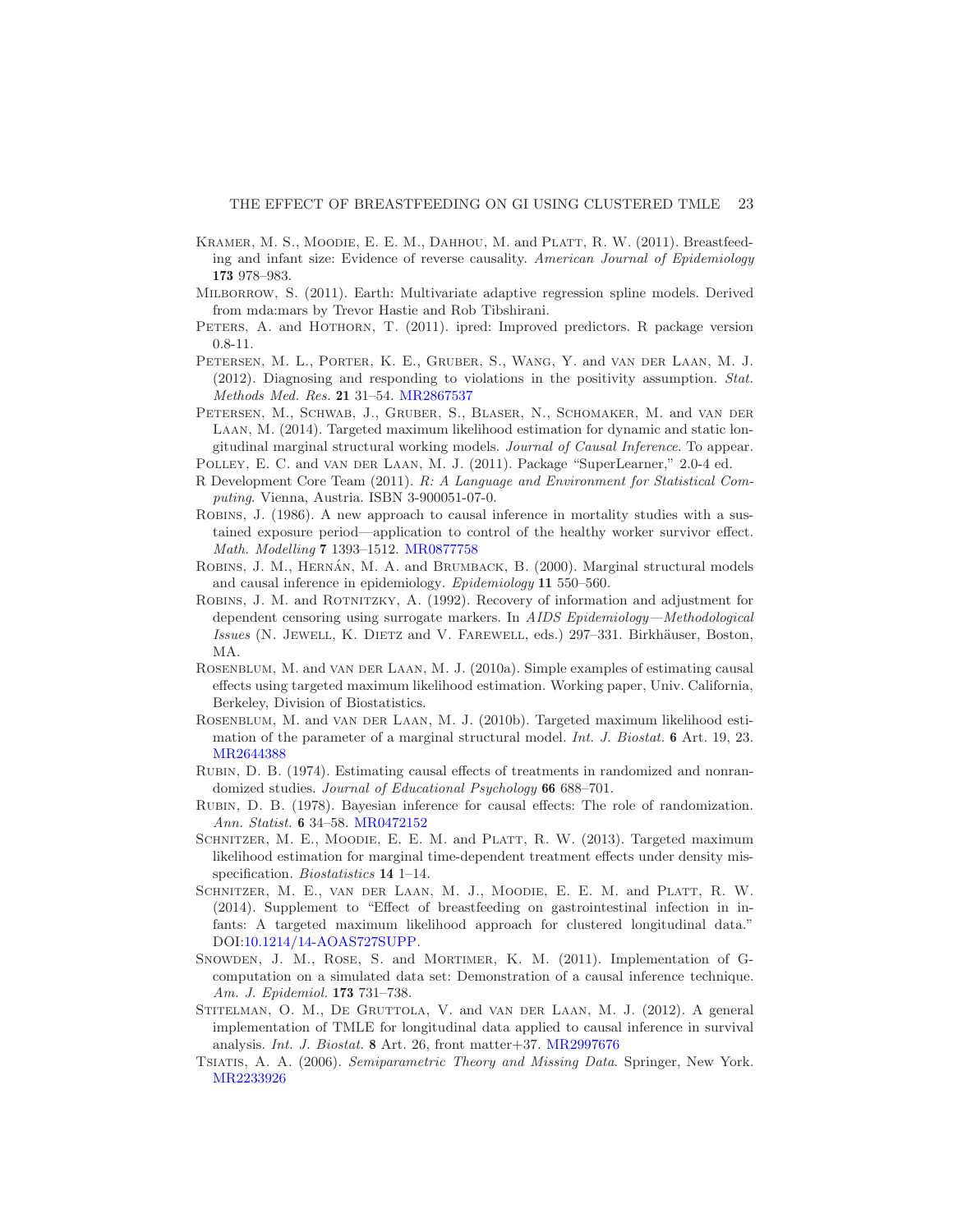Kramer, M. S., Moodie, E. E. M., Dahhou, M. and Platt, R. W. (2011). Breastfeeding and infant size: Evidence of reverse causality. *American Journal of Epidemiology* **173** 978–983.

Milborrow, S. (2011). Earth: Multivariate adaptive regression spline models. Derived from mda:mars by Trevor Hastie and Rob Tibshirani.

Peters, A. and Hothorn, T. (2011). ipred: Improved predictors. R package version 0.8-11.

Petersen, M. L., Porter, K. E., Gruber, S., Wang, Y. and van der Laan, M. J. (2012). Diagnosing and responding to violations in the positivity assumption. *Stat. Methods Med. Res.* **21** 31–54. MR2867537

Petersen, M., Schwab, J., Gruber, S., Blaser, N., Schomaker, M. and van der Laan, M. (2014). Targeted maximum likelihood estimation for dynamic and static longitudinal marginal structural working models. *Journal of Causal Inference*. To appear.

Polley, E. C. and van der Laan, M. J. (2011). Package "SuperLearner," 2.0-4 ed.

R Development Core Team (2011). *R: A Language and Environment for Statistical Computing*. Vienna, Austria. ISBN 3-900051-07-0.

Robins, J. (1986). A new approach to causal inference in mortality studies with a sustained exposure period—application to control of the healthy worker survivor effect. *Math. Modelling* **7** 1393–1512. MR0877758

Robins, J. M., Hernán, M. A. and Brumback, B. (2000). Marginal structural models and causal inference in epidemiology. *Epidemiology* **11** 550–560.

Robins, J. M. and Rotnitzky, A. (1992). Recovery of information and adjustment for dependent censoring using surrogate markers. In *AIDS Epidemiology—Methodological Issues* (N. Jewell, K. Dietz and V. Farewell, eds.) 297–331. Birkhäuser, Boston, MA.

Rosenblum, M. and van der Laan, M. J. (2010a). Simple examples of estimating causal effects using targeted maximum likelihood estimation. Working paper, Univ. California, Berkeley, Division of Biostatistics.

Rosenblum, M. and van der Laan, M. J. (2010b). Targeted maximum likelihood estimation of the parameter of a marginal structural model. *Int. J. Biostat.* **6** Art. 19, 23. MR2644388

Rubin, D. B. (1974). Estimating causal effects of treatments in randomized and nonrandomized studies. *Journal of Educational Psychology* **66** 688–701.

Rubin, D. B. (1978). Bayesian inference for causal effects: The role of randomization. *Ann. Statist.* **6** 34–58. MR0472152

Schnitzer, M. E., Moodie, E. E. M. and Platt, R. W. (2013). Targeted maximum likelihood estimation for marginal time-dependent treatment effects under density misspecification. *Biostatistics* **14** 1–14.

Schnitzer, M. E., van der Laan, M. J., Moodie, E. E. M. and Platt, R. W. (2014). Supplement to "Effect of breastfeeding on gastrointestinal infection in infants: A targeted maximum likelihood approach for clustered longitudinal data." DOI:10.1214/14-AOAS727SUPP.

Snowden, J. M., Rose, S. and Mortimer, K. M. (2011). Implementation of G-computation on a simulated data set: Demonstration of a causal inference technique. *Am. J. Epidemiol.* **173** 731–738.

Stitelman, O. M., De Gruttola, V. and van der Laan, M. J. (2012). A general implementation of TMLE for longitudinal data applied to causal inference in survival analysis. *Int. J. Biostat.* **8** Art. 26, front matter+37. MR2997676

Tsiatis, A. A. (2006). *Semiparametric Theory and Missing Data*. Springer, New York. MR2233926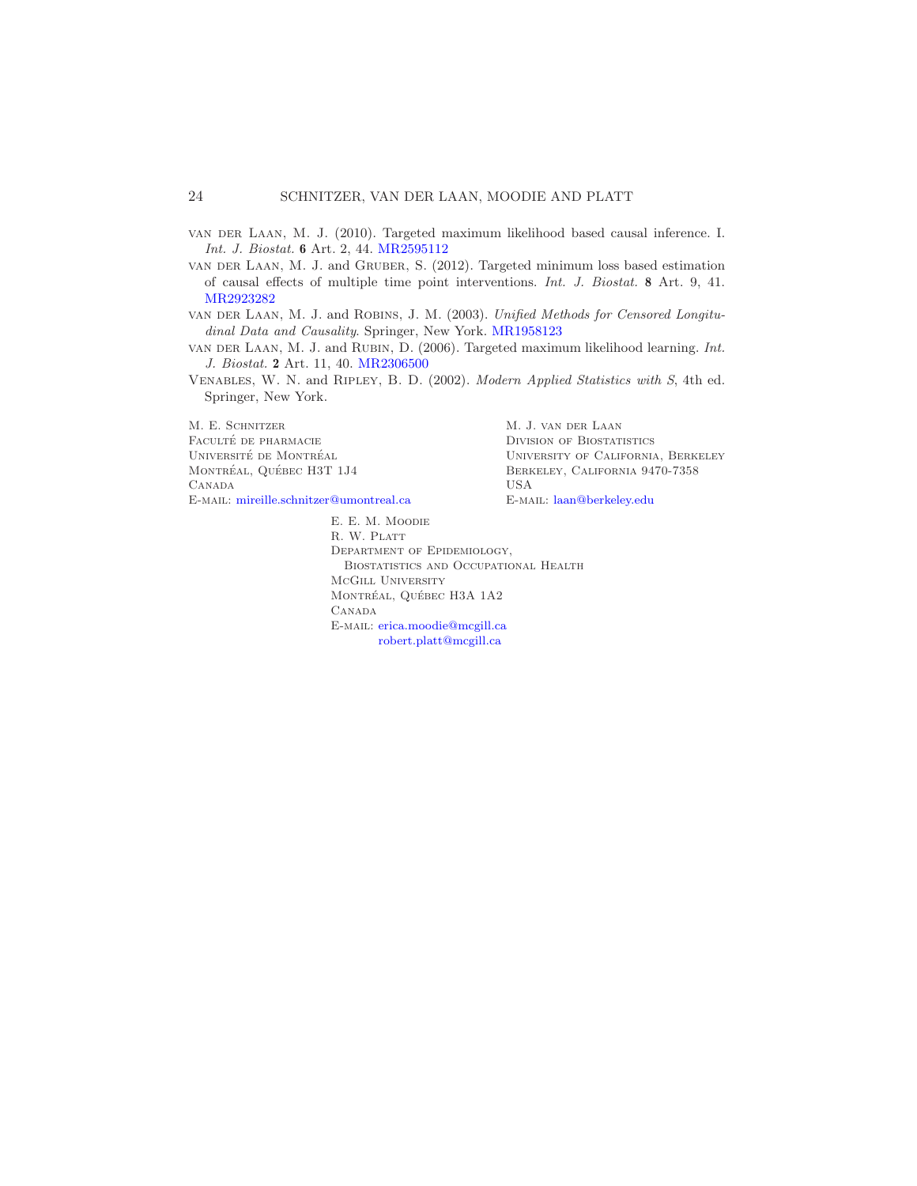van der Laan, M. J. (2010). Targeted maximum likelihood based causal inference. I. *Int. J. Biostat.* **6** Art. 2, 44. MR2595112

van der Laan, M. J. and Gruber, S. (2012). Targeted minimum loss based estimation of causal effects of multiple time point interventions. *Int. J. Biostat.* **8** Art. 9, 41. MR2923282

van der Laan, M. J. and Robins, J. M. (2003). *Unified Methods for Censored Longitudinal Data and Causality*. Springer, New York. MR1958123

van der Laan, M. J. and Rubin, D. (2006). Targeted maximum likelihood learning. *Int. J. Biostat.* **2** Art. 11, 40. MR2306500

Venables, W. N. and Ripley, B. D. (2002). *Modern Applied Statistics with S*, 4th ed. Springer, New York.

M. E. Schnitzer
Faculté de pharmacie
Université de Montréal
Montréal, Québec H3T 1J4
Canada
E-mail: mireille.schnitzer@umontreal.ca

M. J. van der Laan
Division of Biostatistics
University of California, Berkeley
Berkeley, California 9470-7358
USA
E-mail: laan@berkeley.edu

E. E. M. Moodie
R. W. Platt
Department of Epidemiology,
Biostatistics and Occupational Health
McGill University
Montréal, Québec H3A 1A2
Canada
E-mail: erica.moodie@mcgill.ca
robert.platt@mcgill.ca